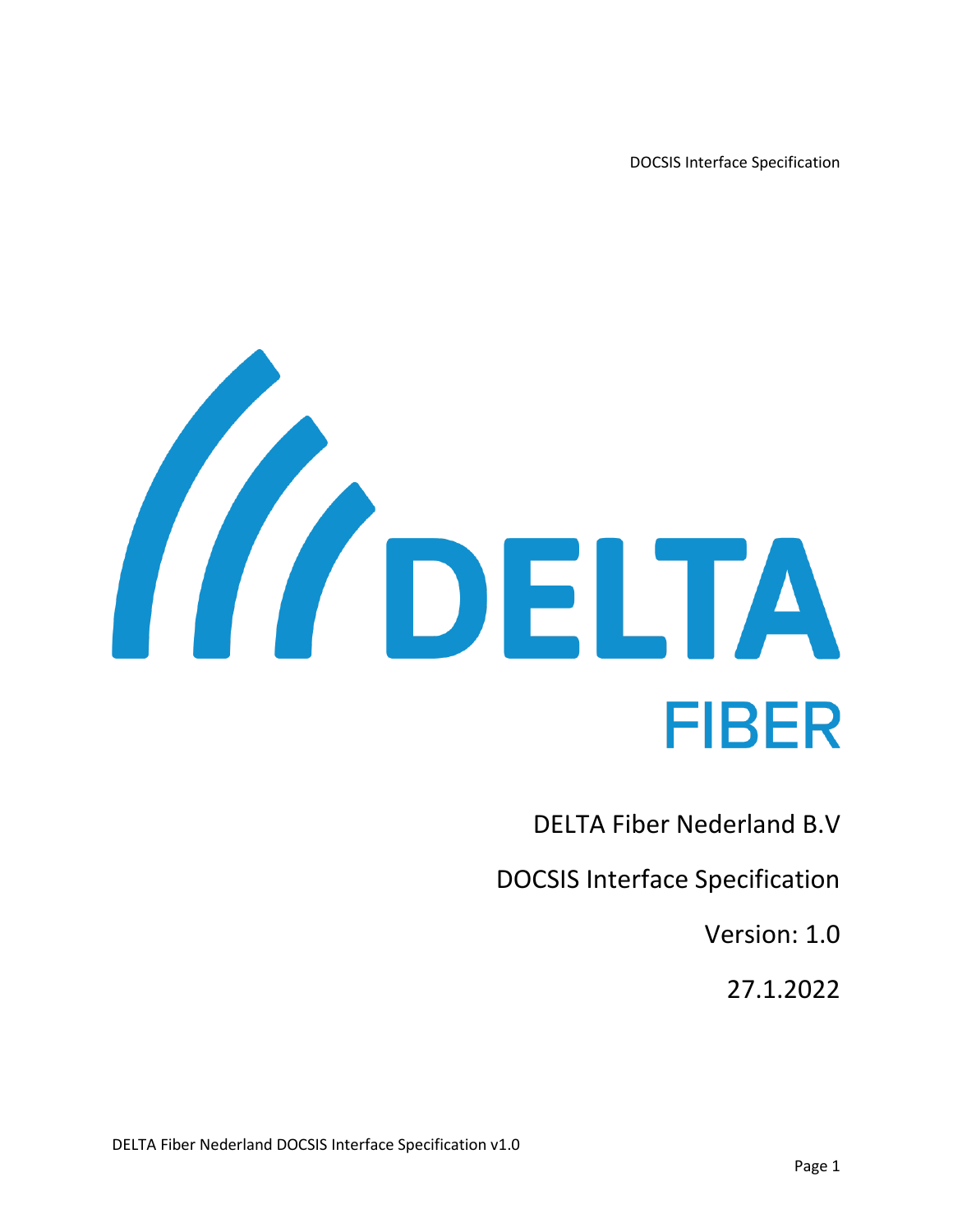DELTA

FIBER

DELTA Fiber Nederland B.V

DOCSIS Interface Specification

Version: 1.0

27.1.2022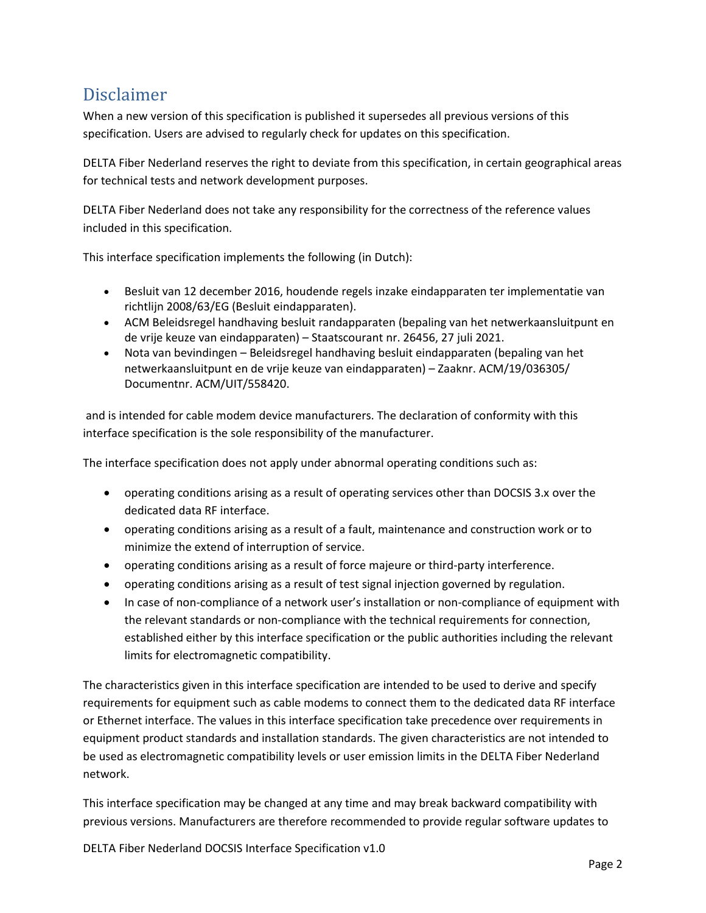## Disclaimer

When a new version of this specification is published it supersedes all previous versions of this specification. Users are advised to regularly check for updates on this specification.

DELTA Fiber Nederland reserves the right to deviate from this specification, in certain geographical areas for technical tests and network development purposes.

DELTA Fiber Nederland does not take any responsibility for the correctness of the reference values included in this specification.

This interface specification implements the following (in Dutch):

- Besluit van 12 december 2016, houdende regels inzake eindapparaten ter implementatie van richtlijn 2008/63/EG (Besluit eindapparaten).
- ACM Beleidsregel handhaving besluit randapparaten (bepaling van het netwerkaansluitpunt en de vrije keuze van eindapparaten) – Staatscourant nr. 26456, 27 juli 2021.
- Nota van bevindingen – Beleidsregel handhaving besluit eindapparaten (bepaling van het netwerkaansluitpunt en de vrije keuze van eindapparaten) – Zaaknr. ACM/19/036305/ Documentnr. ACM/UIT/558420.

and is intended for cable modem device manufacturers. The declaration of conformity with this interface specification is the sole responsibility of the manufacturer.

The interface specification does not apply under abnormal operating conditions such as:

- operating conditions arising as a result of operating services other than DOCSIS 3.x over the dedicated data RF interface.
- operating conditions arising as a result of a fault, maintenance and construction work or to minimize the extend of interruption of service.
- operating conditions arising as a result of force majeure or third-party interference.
- operating conditions arising as a result of test signal injection governed by regulation.
- In case of non-compliance of a network user's installation or non-compliance of equipment with the relevant standards or non-compliance with the technical requirements for connection, established either by this interface specification or the public authorities including the relevant limits for electromagnetic compatibility.

The characteristics given in this interface specification are intended to be used to derive and specify requirements for equipment such as cable modems to connect them to the dedicated data RF interface or Ethernet interface. The values in this interface specification take precedence over requirements in equipment product standards and installation standards. The given characteristics are not intended to be used as electromagnetic compatibility levels or user emission limits in the DELTA Fiber Nederland network.

This interface specification may be changed at any time and may break backward compatibility with previous versions. Manufacturers are therefore recommended to provide regular software updates to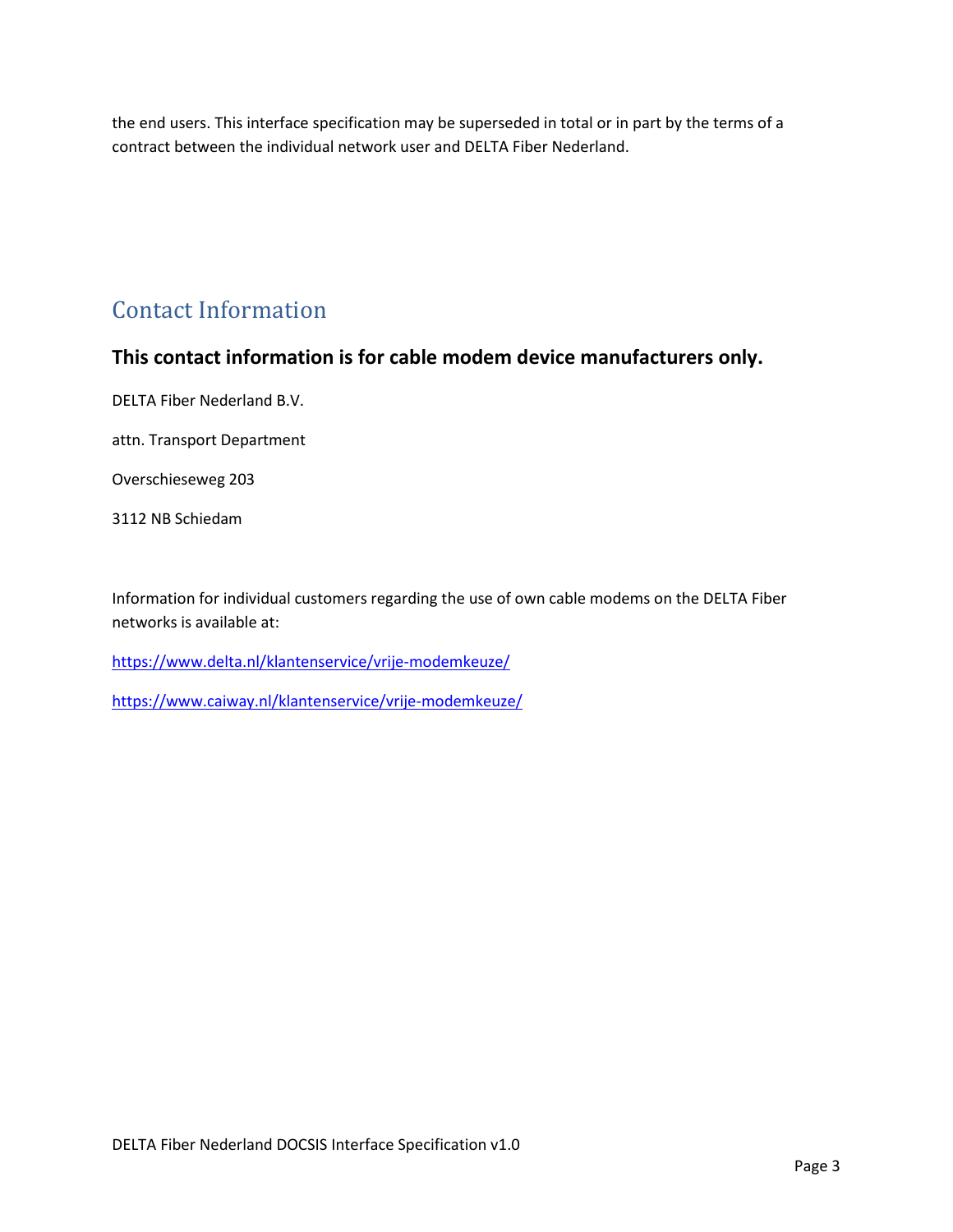the end users. This interface specification may be superseded in total or in part by the terms of a contract between the individual network user and DELTA Fiber Nederland.

# Contact Information

## This contact information is for cable modem device manufacturers only.

DELTA Fiber Nederland B.V.

attn. Transport Department

Overschieseweg 203

3112 NB Schiedam

Information for individual customers regarding the use of own cable modems on the DELTA Fiber networks is available at:

https://www.delta.nl/klantenservice/vrije-modemkeuze/

https://www.caiway.nl/klantenservice/vrije-modemkeuze/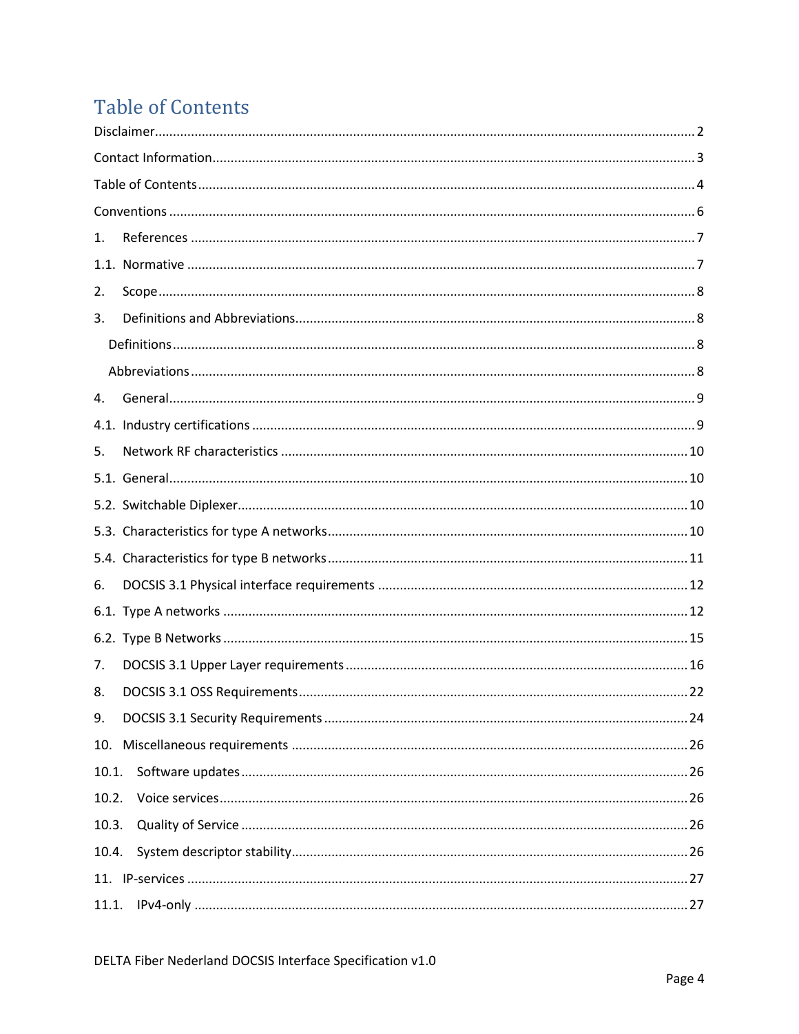# Table of Contents

Disclaimer.......................................................................................................................................2

Contact Information.........................................................................................................................3

Table of Contents.............................................................................................................................4

Conventions.....................................................................................................................................6

1. References ...................................................................................................................................7

1.1. Normative ..................................................................................................................................7

2. Scope............................................................................................................................................8

3. Definitions and Abbreviations.......................................................................................................8

Definitions........................................................................................................................................8

Abbreviations...................................................................................................................................8

4. General..........................................................................................................................................9

4.1. Industry certifications ................................................................................................................9

5. Network RF characteristics .........................................................................................................10

5.1. General.....................................................................................................................................10

5.2. Switchable Diplexer..................................................................................................................10

5.3. Characteristics for type A networks..........................................................................................10

5.4. Characteristics for type B networks..........................................................................................11

6. DOCSIS 3.1 Physical interface requirements ...............................................................................12

6.1. Type A networks ......................................................................................................................12

6.2. Type B Networks ......................................................................................................................15

7. DOCSIS 3.1 Upper Layer requirements........................................................................................16

8. DOCSIS 3.1 OSS Requirements.....................................................................................................22

9. DOCSIS 3.1 Security Requirements..............................................................................................24

10. Miscellaneous requirements .....................................................................................................26

10.1. Software updates....................................................................................................................26

10.2. Voice services..........................................................................................................................26

10.3. Quality of Service ...................................................................................................................26

10.4. System descriptor stability......................................................................................................26

11. IP-services ..................................................................................................................................27

11.1. IPv4-only ................................................................................................................................27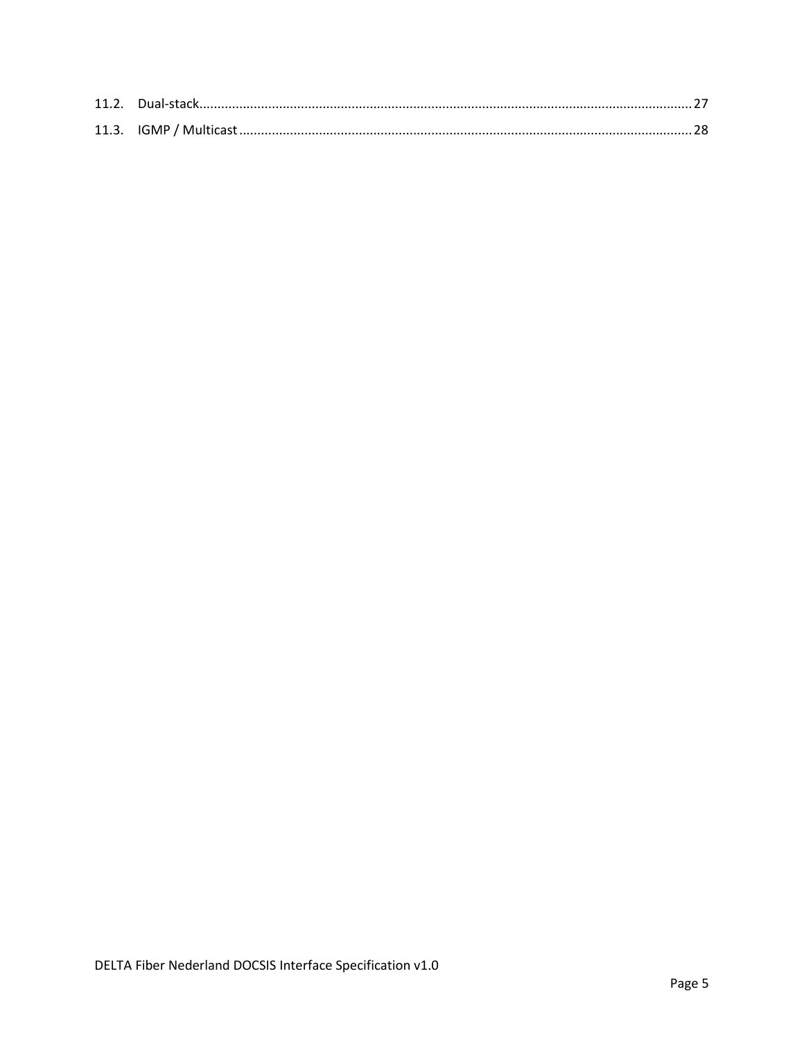11.2. Dual-stack ........................................................................................................................................ 27

11.3. IGMP / Multicast ............................................................................................................................ 28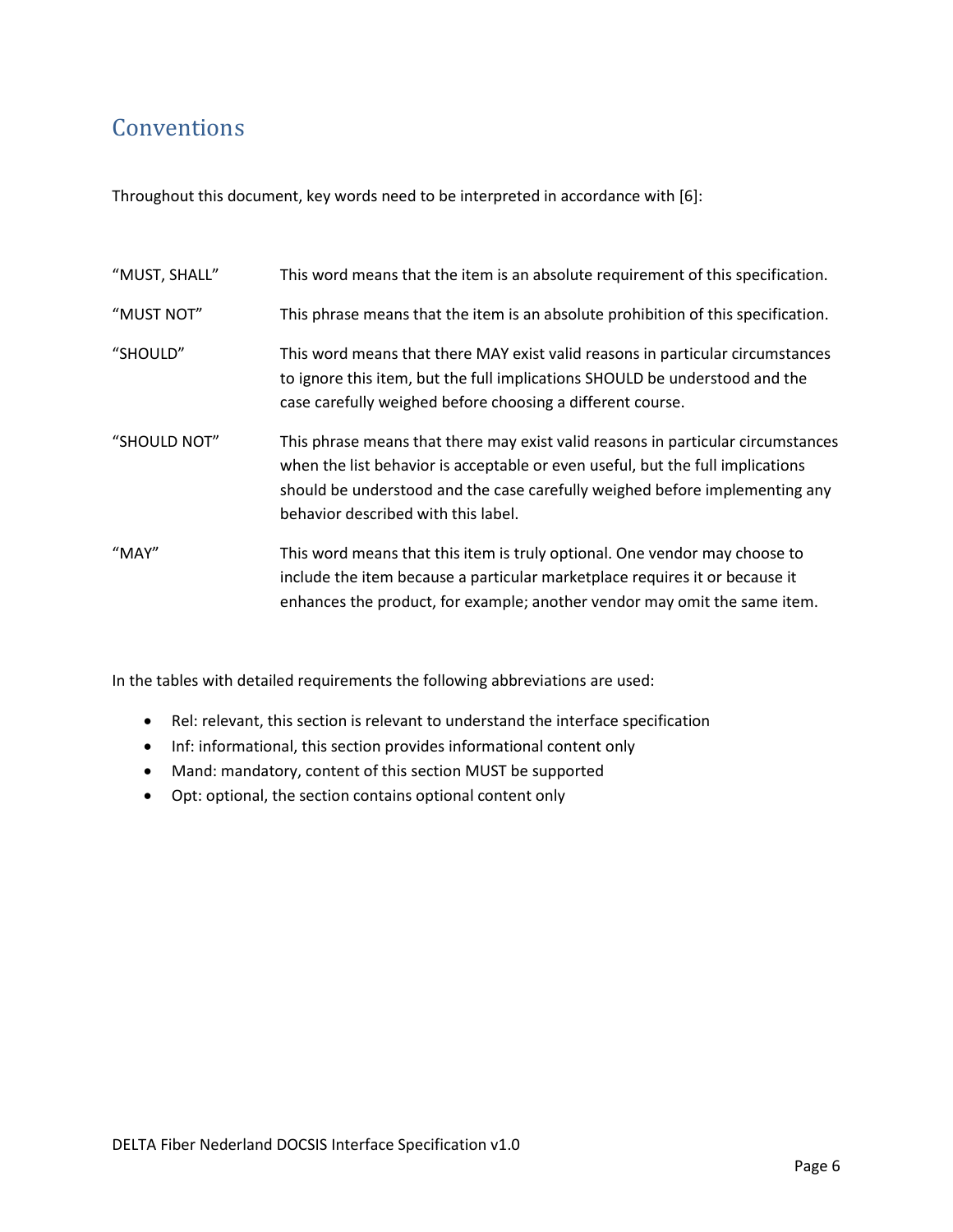## Conventions

Throughout this document, key words need to be interpreted in accordance with [6]:

| | |
|---|---|
| "MUST, SHALL" | This word means that the item is an absolute requirement of this specification. |
| "MUST NOT" | This phrase means that the item is an absolute prohibition of this specification. |
| "SHOULD" | This word means that there MAY exist valid reasons in particular circumstances to ignore this item, but the full implications SHOULD be understood and the case carefully weighed before choosing a different course. |
| "SHOULD NOT" | This phrase means that there may exist valid reasons in particular circumstances when the list behavior is acceptable or even useful, but the full implications should be understood and the case carefully weighed before implementing any behavior described with this label. |
| "MAY" | This word means that this item is truly optional. One vendor may choose to include the item because a particular marketplace requires it or because it enhances the product, for example; another vendor may omit the same item. |

In the tables with detailed requirements the following abbreviations are used:

- Rel: relevant, this section is relevant to understand the interface specification
- Inf: informational, this section provides informational content only
- Mand: mandatory, content of this section MUST be supported
- Opt: optional, the section contains optional content only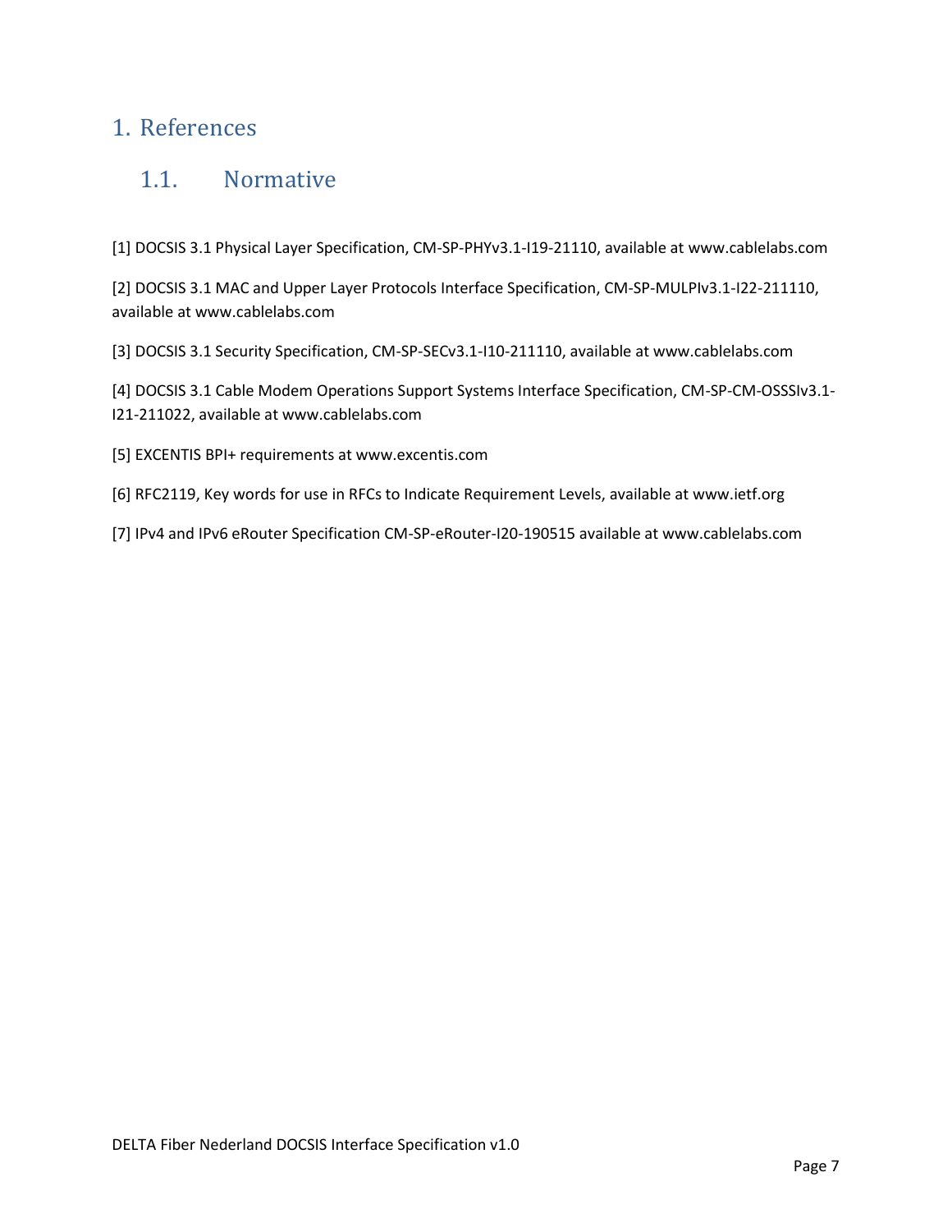# 1. References

## 1.1. Normative

[1] DOCSIS 3.1 Physical Layer Specification, CM-SP-PHYv3.1-I19-21110, available at www.cablelabs.com

[2] DOCSIS 3.1 MAC and Upper Layer Protocols Interface Specification, CM-SP-MULPIv3.1-I22-211110, available at www.cablelabs.com

[3] DOCSIS 3.1 Security Specification, CM-SP-SECv3.1-I10-211110, available at www.cablelabs.com

[4] DOCSIS 3.1 Cable Modem Operations Support Systems Interface Specification, CM-SP-CM-OSSSIv3.1-I21-211022, available at www.cablelabs.com

[5] EXCENTIS BPI+ requirements at www.excentis.com

[6] RFC2119, Key words for use in RFCs to Indicate Requirement Levels, available at www.ietf.org

[7] IPv4 and IPv6 eRouter Specification CM-SP-eRouter-I20-190515 available at www.cablelabs.com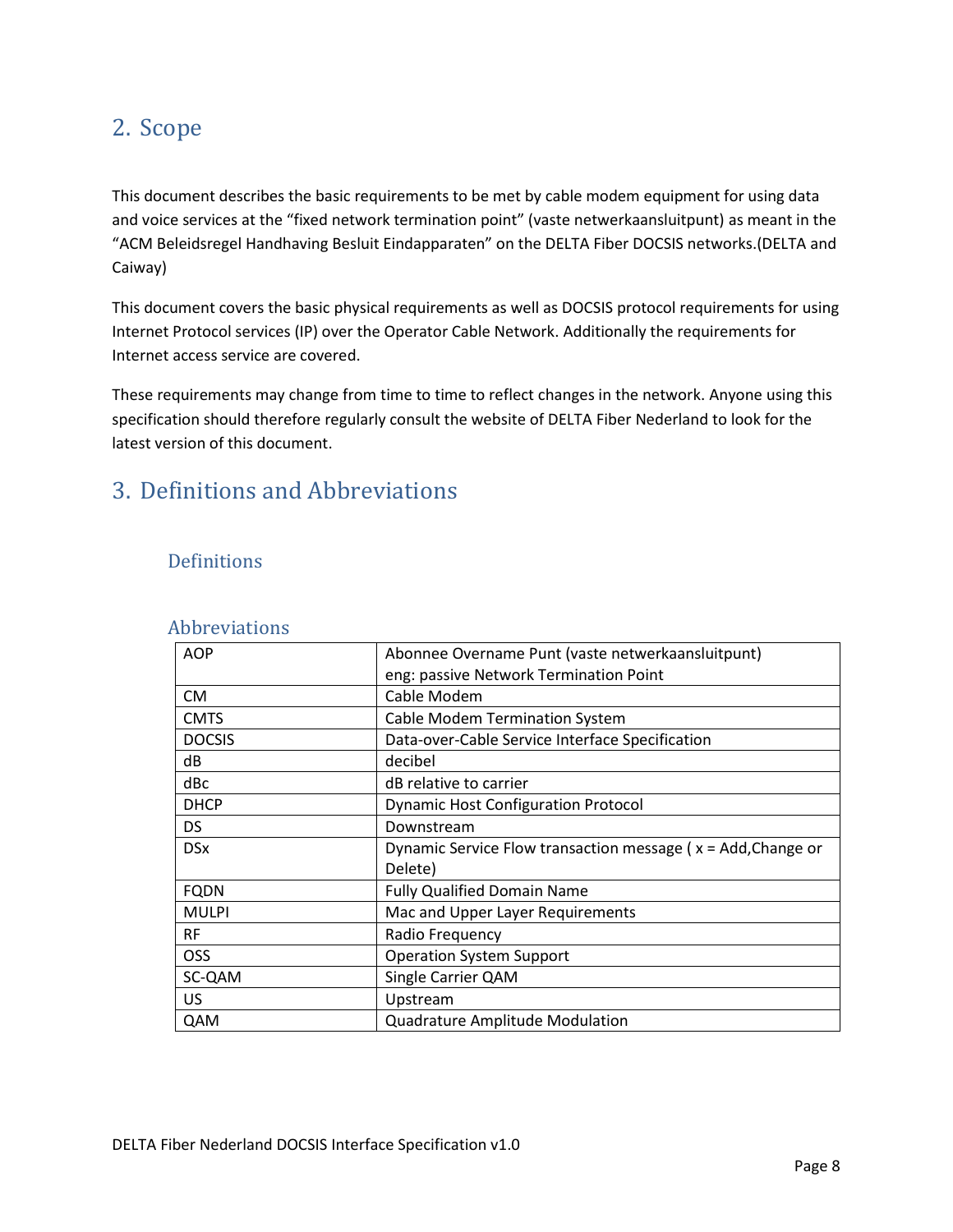## 2. Scope

This document describes the basic requirements to be met by cable modem equipment for using data and voice services at the “fixed network termination point” (vaste netwerkaansluitpunt) as meant in the “ACM Beleidsregel Handhaving Besluit Eindapparaten” on the DELTA Fiber DOCSIS networks.(DELTA and Caiway)

This document covers the basic physical requirements as well as DOCSIS protocol requirements for using Internet Protocol services (IP) over the Operator Cable Network. Additionally the requirements for Internet access service are covered.

These requirements may change from time to time to reflect changes in the network. Anyone using this specification should therefore regularly consult the website of DELTA Fiber Nederland to look for the latest version of this document.

## 3. Definitions and Abbreviations

### Definitions

### Abbreviations

| | |
|---|---|
| AOP | Abonnee Overname Punt (vaste netwerkaansluitpunt)<br>eng: passive Network Termination Point |
| CM | Cable Modem |
| CMTS | Cable Modem Termination System |
| DOCSIS | Data-over-Cable Service Interface Specification |
| dB | decibel |
| dBc | dB relative to carrier |
| DHCP | Dynamic Host Configuration Protocol |
| DS | Downstream |
| DSx | Dynamic Service Flow transaction message ( x = Add,Change or Delete) |
| FQDN | Fully Qualified Domain Name |
| MULPI | Mac and Upper Layer Requirements |
| RF | Radio Frequency |
| OSS | Operation System Support |
| SC-QAM | Single Carrier QAM |
| US | Upstream |
| QAM | Quadrature Amplitude Modulation |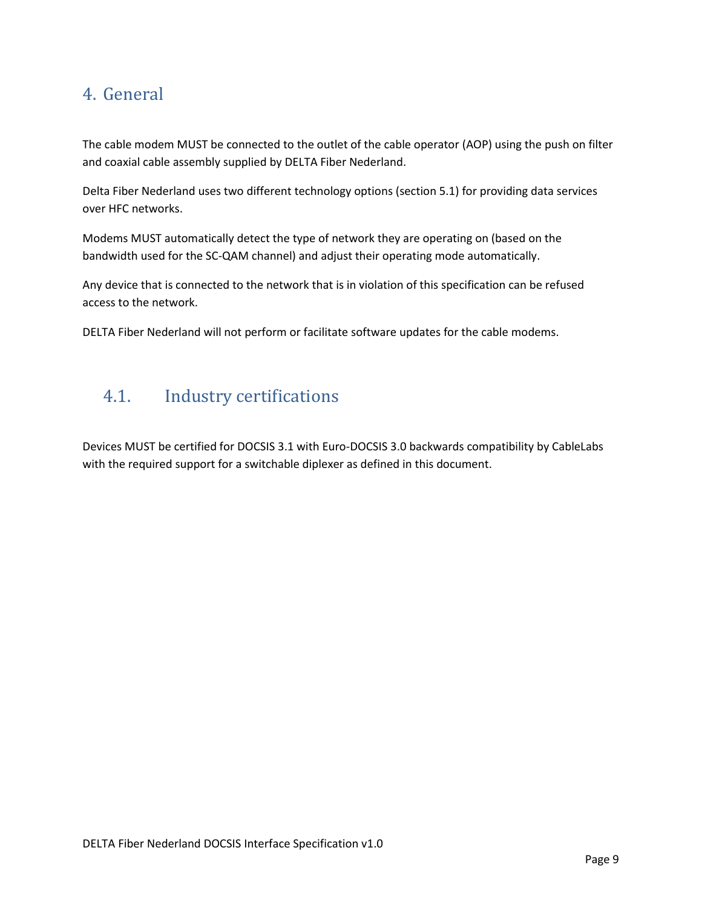# 4. General

The cable modem MUST be connected to the outlet of the cable operator (AOP) using the push on filter and coaxial cable assembly supplied by DELTA Fiber Nederland.

Delta Fiber Nederland uses two different technology options (section 5.1) for providing data services over HFC networks.

Modems MUST automatically detect the type of network they are operating on (based on the bandwidth used for the SC-QAM channel) and adjust their operating mode automatically.

Any device that is connected to the network that is in violation of this specification can be refused access to the network.

DELTA Fiber Nederland will not perform or facilitate software updates for the cable modems.

## 4.1. Industry certifications

Devices MUST be certified for DOCSIS 3.1 with Euro-DOCSIS 3.0 backwards compatibility by CableLabs with the required support for a switchable diplexer as defined in this document.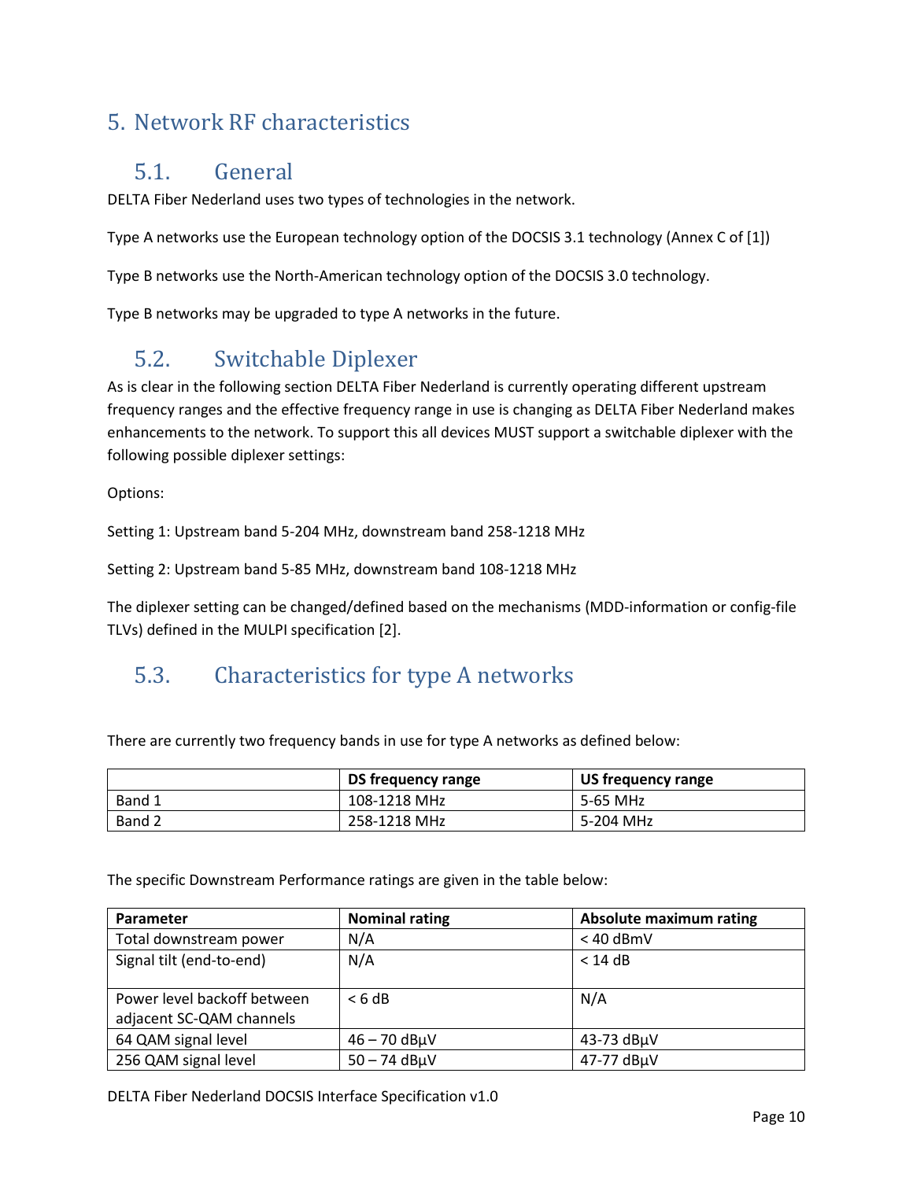# 5. Network RF characteristics

## 5.1. General

DELTA Fiber Nederland uses two types of technologies in the network.

Type A networks use the European technology option of the DOCSIS 3.1 technology (Annex C of [1])

Type B networks use the North-American technology option of the DOCSIS 3.0 technology.

Type B networks may be upgraded to type A networks in the future.

## 5.2. Switchable Diplexer

As is clear in the following section DELTA Fiber Nederland is currently operating different upstream frequency ranges and the effective frequency range in use is changing as DELTA Fiber Nederland makes enhancements to the network. To support this all devices MUST support a switchable diplexer with the following possible diplexer settings:

Options:

Setting 1: Upstream band 5-204 MHz, downstream band 258-1218 MHz

Setting 2: Upstream band 5-85 MHz, downstream band 108-1218 MHz

The diplexer setting can be changed/defined based on the mechanisms (MDD-information or config-file TLVs) defined in the MULPI specification [2].

## 5.3. Characteristics for type A networks

There are currently two frequency bands in use for type A networks as defined below:

| | DS frequency range | US frequency range |
|---|---|---|
| Band 1 | 108-1218 MHz | 5-65 MHz |
| Band 2 | 258-1218 MHz | 5-204 MHz |

The specific Downstream Performance ratings are given in the table below:

| Parameter | Nominal rating | Absolute maximum rating |
|---|---|---|
| Total downstream power | N/A | < 40 dBmV |
| Signal tilt (end-to-end) | N/A | < 14 dB |
| Power level backoff between adjacent SC-QAM channels | < 6 dB | N/A |
| 64 QAM signal level | 46 – 70 dBµV | 43-73 dBµV |
| 256 QAM signal level | 50 – 74 dBµV | 47-77 dBµV |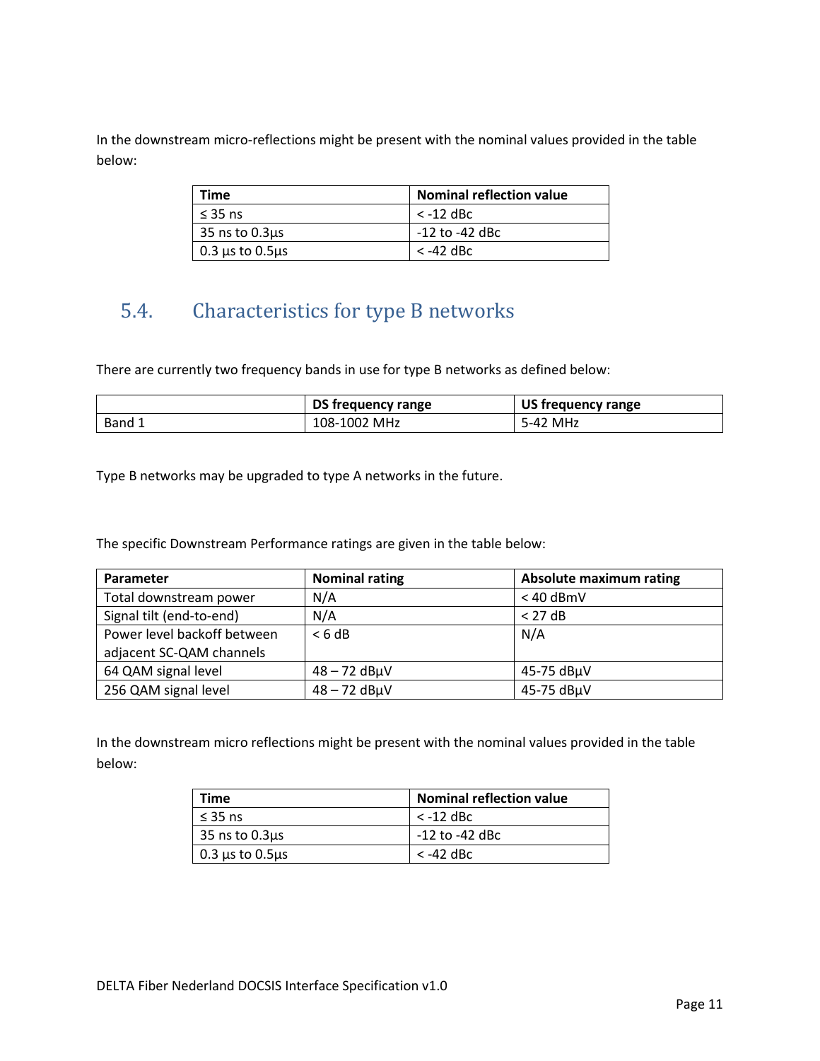In the downstream micro-reflections might be present with the nominal values provided in the table below:

| Time | Nominal reflection value |
|---|---|
| ≤ 35 ns | < -12 dBc |
| 35 ns to 0.3µs | -12 to -42 dBc |
| 0.3 µs to 0.5µs | < -42 dBc |

## 5.4. Characteristics for type B networks

There are currently two frequency bands in use for type B networks as defined below:

| | DS frequency range | US frequency range |
|---|---|---|
| Band 1 | 108-1002 MHz | 5-42 MHz |

Type B networks may be upgraded to type A networks in the future.

The specific Downstream Performance ratings are given in the table below:

| Parameter | Nominal rating | Absolute maximum rating |
|---|---|---|
| Total downstream power | N/A | < 40 dBmV |
| Signal tilt (end-to-end) | N/A | < 27 dB |
| Power level backoff between adjacent SC-QAM channels | < 6 dB | N/A |
| 64 QAM signal level | 48 – 72 dBµV | 45-75 dBµV |
| 256 QAM signal level | 48 – 72 dBµV | 45-75 dBµV |

In the downstream micro reflections might be present with the nominal values provided in the table below:

| Time | Nominal reflection value |
|---|---|
| ≤ 35 ns | < -12 dBc |
| 35 ns to 0.3µs | -12 to -42 dBc |
| 0.3 µs to 0.5µs | < -42 dBc |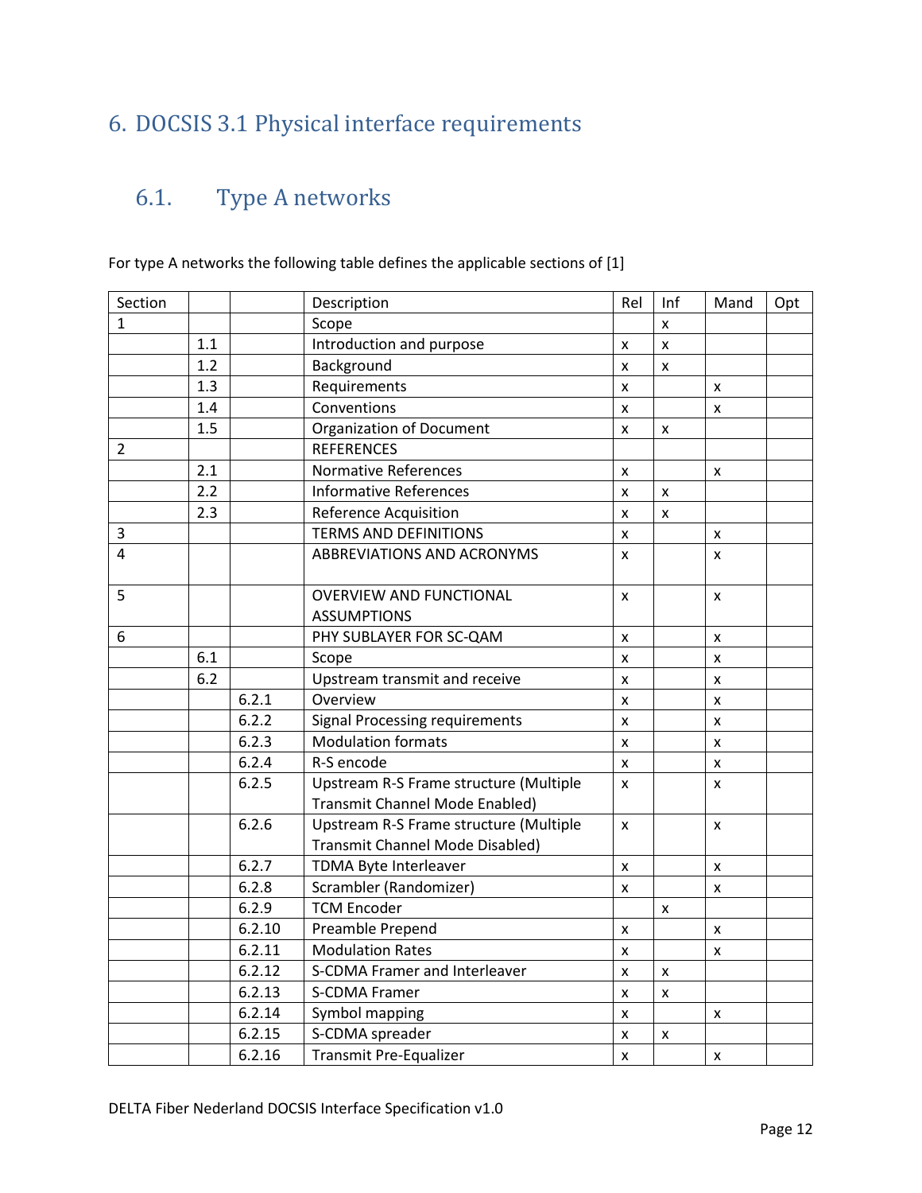# 6. DOCSIS 3.1 Physical interface requirements

## 6.1. Type A networks

For type A networks the following table defines the applicable sections of [1]

| Section | | | Description | Rel | Inf | Mand | Opt |
|---|---|---|---|---|---|---|---|
| 1 | | | Scope | | x | | |
| | 1.1 | | Introduction and purpose | x | x | | |
| | 1.2 | | Background | x | x | | |
| | 1.3 | | Requirements | x | | x | |
| | 1.4 | | Conventions | x | | x | |
| | 1.5 | | Organization of Document | x | x | | |
| 2 | | | REFERENCES | | | | |
| | 2.1 | | Normative References | x | | x | |
| | 2.2 | | Informative References | x | x | | |
| | 2.3 | | Reference Acquisition | x | x | | |
| 3 | | | TERMS AND DEFINITIONS | x | | x | |
| 4 | | | ABBREVIATIONS AND ACRONYMS | x | | x | |
| 5 | | | OVERVIEW AND FUNCTIONAL ASSUMPTIONS | x | | x | |
| 6 | | | PHY SUBLAYER FOR SC-QAM | x | | x | |
| | 6.1 | | Scope | x | | x | |
| | 6.2 | | Upstream transmit and receive | x | | x | |
| | | 6.2.1 | Overview | x | | x | |
| | | 6.2.2 | Signal Processing requirements | x | | x | |
| | | 6.2.3 | Modulation formats | x | | x | |
| | | 6.2.4 | R-S encode | x | | x | |
| | | 6.2.5 | Upstream R-S Frame structure (Multiple Transmit Channel Mode Enabled) | x | | x | |
| | | 6.2.6 | Upstream R-S Frame structure (Multiple Transmit Channel Mode Disabled) | x | | x | |
| | | 6.2.7 | TDMA Byte Interleaver | x | | x | |
| | | 6.2.8 | Scrambler (Randomizer) | x | | x | |
| | | 6.2.9 | TCM Encoder | | x | | |
| | | 6.2.10 | Preamble Prepend | x | | x | |
| | | 6.2.11 | Modulation Rates | x | | x | |
| | | 6.2.12 | S-CDMA Framer and Interleaver | x | x | | |
| | | 6.2.13 | S-CDMA Framer | x | x | | |
| | | 6.2.14 | Symbol mapping | x | | x | |
| | | 6.2.15 | S-CDMA spreader | x | x | | |
| | | 6.2.16 | Transmit Pre-Equalizer | x | | x | |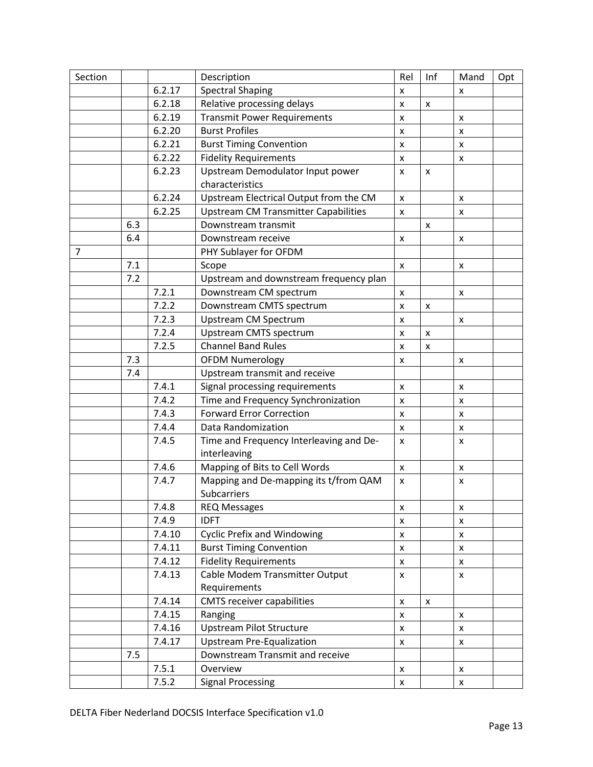| Section | | | Description | Rel | Inf | Mand | Opt |
|---|---|---|---|---|---|---|---|
| | | 6.2.17 | Spectral Shaping | x | | x | |
| | | 6.2.18 | Relative processing delays | x | x | | |
| | | 6.2.19 | Transmit Power Requirements | x | | x | |
| | | 6.2.20 | Burst Profiles | x | | x | |
| | | 6.2.21 | Burst Timing Convention | x | | x | |
| | | 6.2.22 | Fidelity Requirements | x | | x | |
| | | 6.2.23 | Upstream Demodulator Input power characteristics | x | x | | |
| | | 6.2.24 | Upstream Electrical Output from the CM | x | | x | |
| | | 6.2.25 | Upstream CM Transmitter Capabilities | x | | x | |
| | 6.3 | | Downstream transmit | | x | | |
| | 6.4 | | Downstream receive | x | | x | |
| 7 | | | PHY Sublayer for OFDM | | | | |
| | 7.1 | | Scope | x | | x | |
| | 7.2 | | Upstream and downstream frequency plan | | | | |
| | | 7.2.1 | Downstream CM spectrum | x | | x | |
| | | 7.2.2 | Downstream CMTS spectrum | x | x | | |
| | | 7.2.3 | Upstream CM Spectrum | x | | x | |
| | | 7.2.4 | Upstream CMTS spectrum | x | x | | |
| | | 7.2.5 | Channel Band Rules | x | x | | |
| | 7.3 | | OFDM Numerology | x | | x | |
| | 7.4 | | Upstream transmit and receive | | | | |
| | | 7.4.1 | Signal processing requirements | x | | x | |
| | | 7.4.2 | Time and Frequency Synchronization | x | | x | |
| | | 7.4.3 | Forward Error Correction | x | | x | |
| | | 7.4.4 | Data Randomization | x | | x | |
| | | 7.4.5 | Time and Frequency Interleaving and De-interleaving | x | | x | |
| | | 7.4.6 | Mapping of Bits to Cell Words | x | | x | |
| | | 7.4.7 | Mapping and De-mapping its t/from QAM Subcarriers | x | | x | |
| | | 7.4.8 | REQ Messages | x | | x | |
| | | 7.4.9 | IDFT | x | | x | |
| | | 7.4.10 | Cyclic Prefix and Windowing | x | | x | |
| | | 7.4.11 | Burst Timing Convention | x | | x | |
| | | 7.4.12 | Fidelity Requirements | x | | x | |
| | | 7.4.13 | Cable Modem Transmitter Output Requirements | x | | x | |
| | | 7.4.14 | CMTS receiver capabilities | x | x | | |
| | | 7.4.15 | Ranging | x | | x | |
| | | 7.4.16 | Upstream Pilot Structure | x | | x | |
| | | 7.4.17 | Upstream Pre-Equalization | x | | x | |
| | 7.5 | | Downstream Transmit and receive | | | | |
| | | 7.5.1 | Overview | x | | x | |
| | | 7.5.2 | Signal Processing | x | | x | |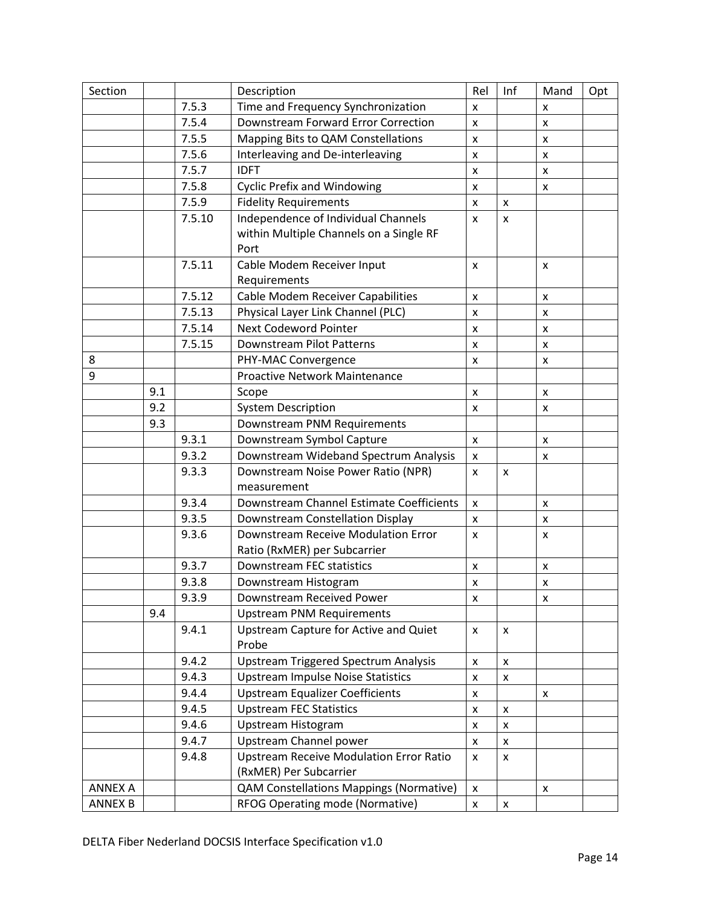| Section | | | Description | Rel | Inf | Mand | Opt |
|---|---|---|---|---|---|---|---|
| | | 7.5.3 | Time and Frequency Synchronization | x | | x | |
| | | 7.5.4 | Downstream Forward Error Correction | x | | x | |
| | | 7.5.5 | Mapping Bits to QAM Constellations | x | | x | |
| | | 7.5.6 | Interleaving and De-interleaving | x | | x | |
| | | 7.5.7 | IDFT | x | | x | |
| | | 7.5.8 | Cyclic Prefix and Windowing | x | | x | |
| | | 7.5.9 | Fidelity Requirements | x | x | | |
| | | 7.5.10 | Independence of Individual Channels within Multiple Channels on a Single RF Port | x | x | | |
| | | 7.5.11 | Cable Modem Receiver Input Requirements | x | | x | |
| | | 7.5.12 | Cable Modem Receiver Capabilities | x | | x | |
| | | 7.5.13 | Physical Layer Link Channel (PLC) | x | | x | |
| | | 7.5.14 | Next Codeword Pointer | x | | x | |
| | | 7.5.15 | Downstream Pilot Patterns | x | | x | |
| 8 | | | PHY-MAC Convergence | x | | x | |
| 9 | | | Proactive Network Maintenance | | | | |
| | 9.1 | | Scope | x | | x | |
| | 9.2 | | System Description | x | | x | |
| | 9.3 | | Downstream PNM Requirements | | | | |
| | | 9.3.1 | Downstream Symbol Capture | x | | x | |
| | | 9.3.2 | Downstream Wideband Spectrum Analysis | x | | x | |
| | | 9.3.3 | Downstream Noise Power Ratio (NPR) measurement | x | x | | |
| | | 9.3.4 | Downstream Channel Estimate Coefficients | x | | x | |
| | | 9.3.5 | Downstream Constellation Display | x | | x | |
| | | 9.3.6 | Downstream Receive Modulation Error Ratio (RxMER) per Subcarrier | x | | x | |
| | | 9.3.7 | Downstream FEC statistics | x | | x | |
| | | 9.3.8 | Downstream Histogram | x | | x | |
| | | 9.3.9 | Downstream Received Power | x | | x | |
| | 9.4 | | Upstream PNM Requirements | | | | |
| | | 9.4.1 | Upstream Capture for Active and Quiet Probe | x | x | | |
| | | 9.4.2 | Upstream Triggered Spectrum Analysis | x | x | | |
| | | 9.4.3 | Upstream Impulse Noise Statistics | x | x | | |
| | | 9.4.4 | Upstream Equalizer Coefficients | x | | x | |
| | | 9.4.5 | Upstream FEC Statistics | x | x | | |
| | | 9.4.6 | Upstream Histogram | x | x | | |
| | | 9.4.7 | Upstream Channel power | x | x | | |
| | | 9.4.8 | Upstream Receive Modulation Error Ratio (RxMER) Per Subcarrier | x | x | | |
| ANNEX A | | | QAM Constellations Mappings (Normative) | x | | x | |
| ANNEX B | | | RFOG Operating mode (Normative) | x | x | | |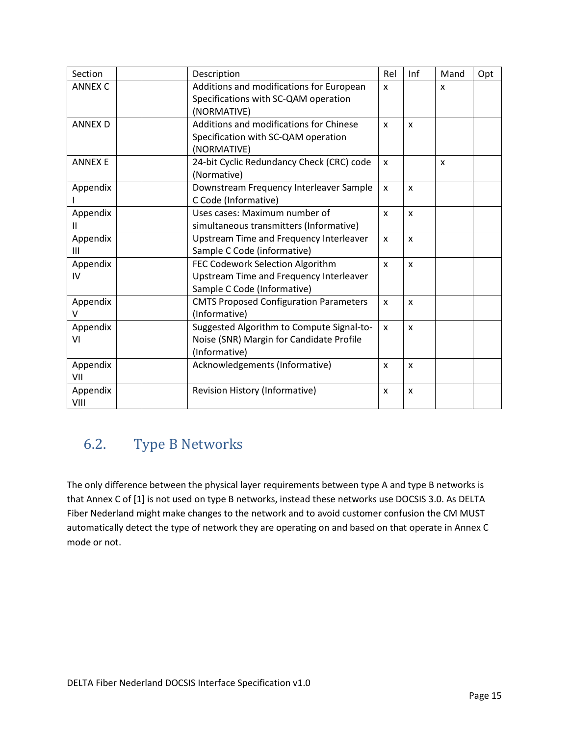| Section | | | Description | Rel | Inf | Mand | Opt |
|---|---|---|---|---|---|---|---|
| ANNEX C | | | Additions and modifications for European Specifications with SC-QAM operation (NORMATIVE) | x | | x | |
| ANNEX D | | | Additions and modifications for Chinese Specification with SC-QAM operation (NORMATIVE) | x | x | | |
| ANNEX E | | | 24-bit Cyclic Redundancy Check (CRC) code (Normative) | x | | x | |
| Appendix I | | | Downstream Frequency Interleaver Sample C Code (Informative) | x | x | | |
| Appendix II | | | Uses cases: Maximum number of simultaneous transmitters (Informative) | x | x | | |
| Appendix III | | | Upstream Time and Frequency Interleaver Sample C Code (informative) | x | x | | |
| Appendix IV | | | FEC Codework Selection Algorithm Upstream Time and Frequency Interleaver Sample C Code (Informative) | x | x | | |
| Appendix V | | | CMTS Proposed Configuration Parameters (Informative) | x | x | | |
| Appendix VI | | | Suggested Algorithm to Compute Signal-to-Noise (SNR) Margin for Candidate Profile (Informative) | x | x | | |
| Appendix VII | | | Acknowledgements (Informative) | x | x | | |
| Appendix VIII | | | Revision History (Informative) | x | x | | |

## 6.2. Type B Networks

The only difference between the physical layer requirements between type A and type B networks is that Annex C of [1] is not used on type B networks, instead these networks use DOCSIS 3.0. As DELTA Fiber Nederland might make changes to the network and to avoid customer confusion the CM MUST automatically detect the type of network they are operating on and based on that operate in Annex C mode or not.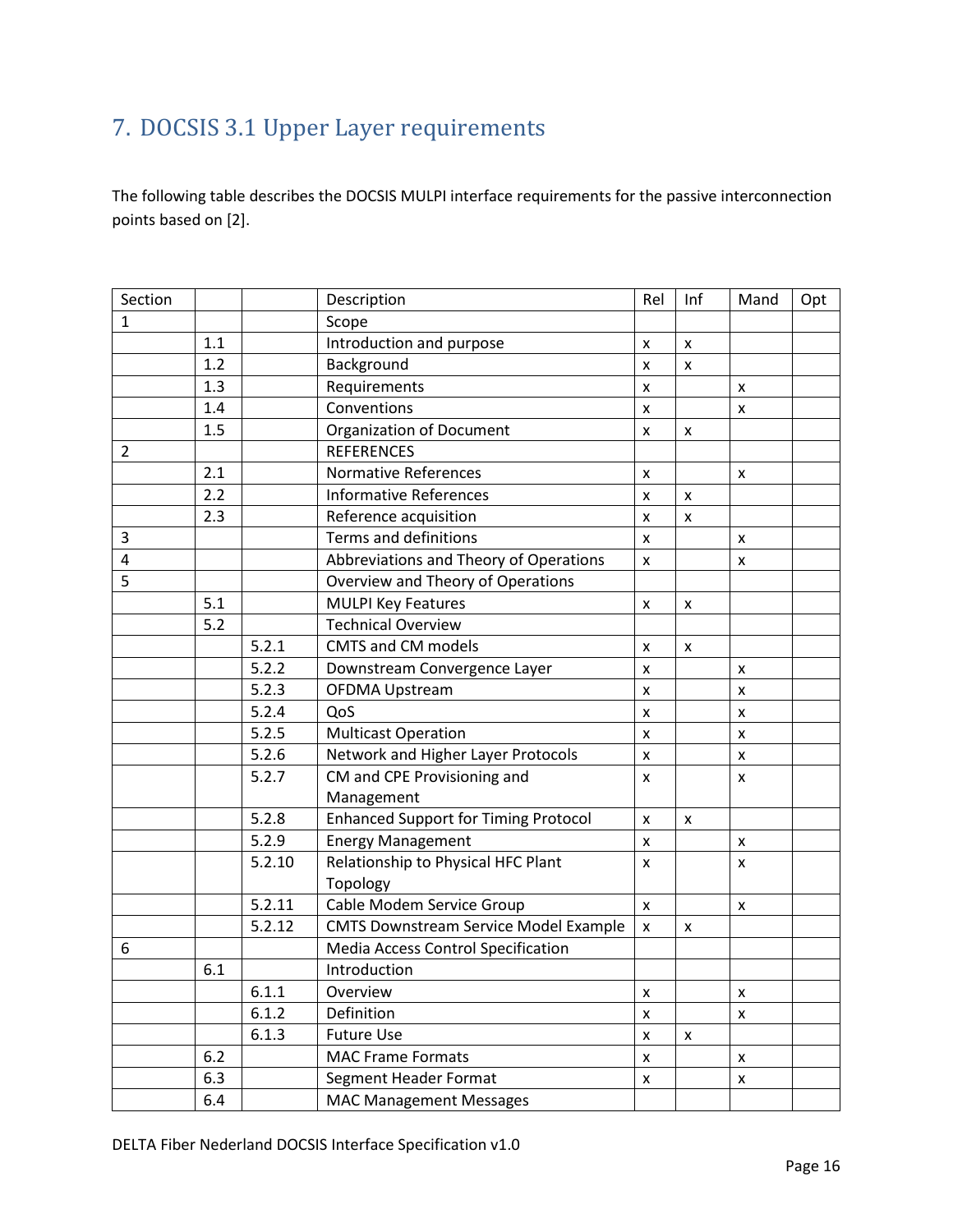# 7. DOCSIS 3.1 Upper Layer requirements

The following table describes the DOCSIS MULPI interface requirements for the passive interconnection points based on [2].

| Section | | | Description | Rel | Inf | Mand | Opt |
|---|---|---|---|---|---|---|---|
| 1 | | | Scope | | | | |
| | 1.1 | | Introduction and purpose | x | x | | |
| | 1.2 | | Background | x | x | | |
| | 1.3 | | Requirements | x | | x | |
| | 1.4 | | Conventions | x | | x | |
| | 1.5 | | Organization of Document | x | x | | |
| 2 | | | REFERENCES | | | | |
| | 2.1 | | Normative References | x | | x | |
| | 2.2 | | Informative References | x | x | | |
| | 2.3 | | Reference acquisition | x | x | | |
| 3 | | | Terms and definitions | x | | x | |
| 4 | | | Abbreviations and Theory of Operations | x | | x | |
| 5 | | | Overview and Theory of Operations | | | | |
| | 5.1 | | MULPI Key Features | x | x | | |
| | 5.2 | | Technical Overview | | | | |
| | | 5.2.1 | CMTS and CM models | x | x | | |
| | | 5.2.2 | Downstream Convergence Layer | x | | x | |
| | | 5.2.3 | OFDMA Upstream | x | | x | |
| | | 5.2.4 | QoS | x | | x | |
| | | 5.2.5 | Multicast Operation | x | | x | |
| | | 5.2.6 | Network and Higher Layer Protocols | x | | x | |
| | | 5.2.7 | CM and CPE Provisioning and Management | x | | x | |
| | | 5.2.8 | Enhanced Support for Timing Protocol | x | x | | |
| | | 5.2.9 | Energy Management | x | | x | |
| | | 5.2.10 | Relationship to Physical HFC Plant Topology | x | | x | |
| | | 5.2.11 | Cable Modem Service Group | x | | x | |
| | | 5.2.12 | CMTS Downstream Service Model Example | x | x | | |
| 6 | | | Media Access Control Specification | | | | |
| | 6.1 | | Introduction | | | | |
| | | 6.1.1 | Overview | x | | x | |
| | | 6.1.2 | Definition | x | | x | |
| | | 6.1.3 | Future Use | x | x | | |
| | 6.2 | | MAC Frame Formats | x | | x | |
| | 6.3 | | Segment Header Format | x | | x | |
| | 6.4 | | MAC Management Messages | | | | |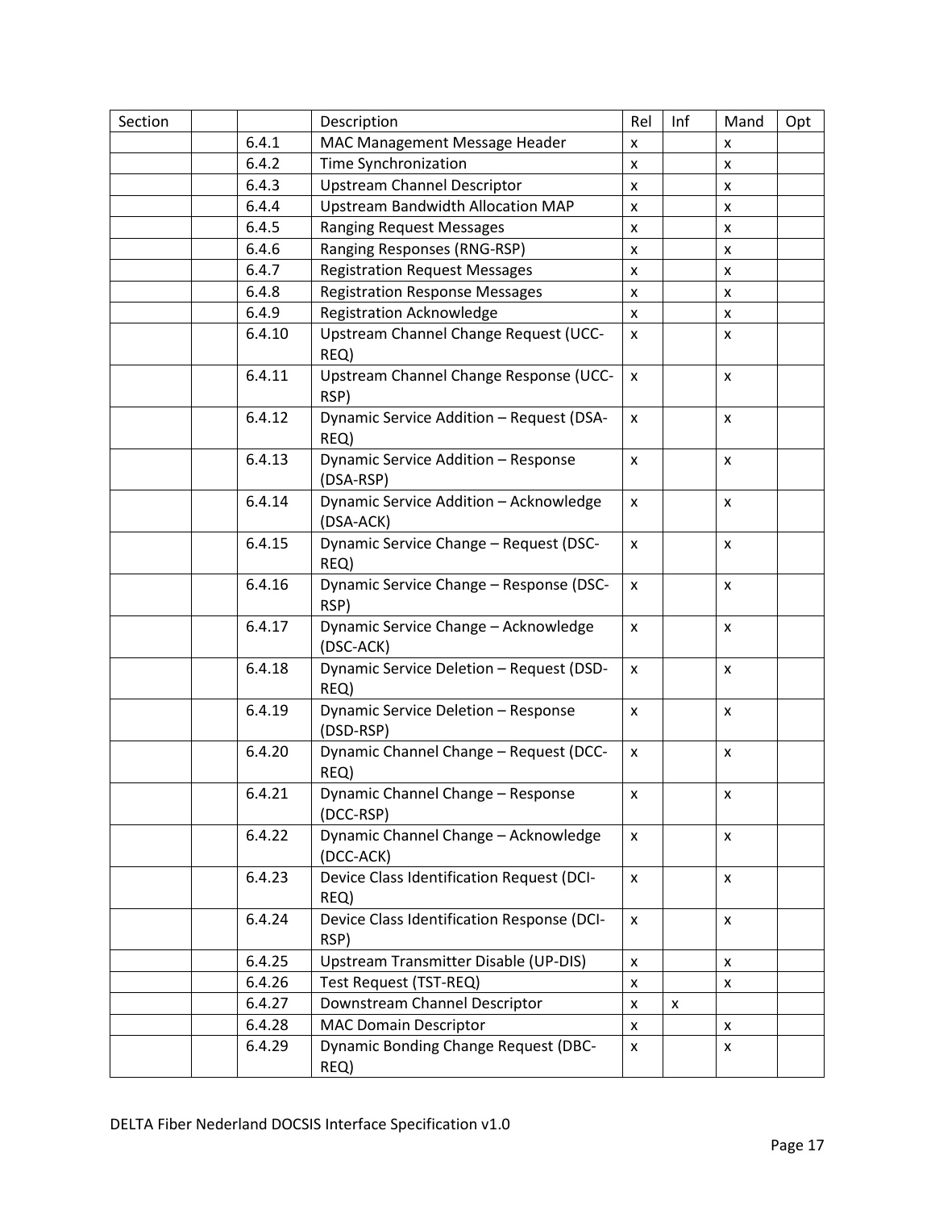| Section | | | Description | Rel | Inf | Mand | Opt |
|---|---|---|---|---|---|---|---|
| | | 6.4.1 | MAC Management Message Header | x | | x | |
| | | 6.4.2 | Time Synchronization | x | | x | |
| | | 6.4.3 | Upstream Channel Descriptor | x | | x | |
| | | 6.4.4 | Upstream Bandwidth Allocation MAP | x | | x | |
| | | 6.4.5 | Ranging Request Messages | x | | x | |
| | | 6.4.6 | Ranging Responses (RNG-RSP) | x | | x | |
| | | 6.4.7 | Registration Request Messages | x | | x | |
| | | 6.4.8 | Registration Response Messages | x | | x | |
| | | 6.4.9 | Registration Acknowledge | x | | x | |
| | | 6.4.10 | Upstream Channel Change Request (UCC-REQ) | x | | x | |
| | | 6.4.11 | Upstream Channel Change Response (UCC-RSP) | x | | x | |
| | | 6.4.12 | Dynamic Service Addition – Request (DSA-REQ) | x | | x | |
| | | 6.4.13 | Dynamic Service Addition – Response (DSA-RSP) | x | | x | |
| | | 6.4.14 | Dynamic Service Addition – Acknowledge (DSA-ACK) | x | | x | |
| | | 6.4.15 | Dynamic Service Change – Request (DSC-REQ) | x | | x | |
| | | 6.4.16 | Dynamic Service Change – Response (DSC-RSP) | x | | x | |
| | | 6.4.17 | Dynamic Service Change – Acknowledge (DSC-ACK) | x | | x | |
| | | 6.4.18 | Dynamic Service Deletion – Request (DSD-REQ) | x | | x | |
| | | 6.4.19 | Dynamic Service Deletion – Response (DSD-RSP) | x | | x | |
| | | 6.4.20 | Dynamic Channel Change – Request (DCC-REQ) | x | | x | |
| | | 6.4.21 | Dynamic Channel Change – Response (DCC-RSP) | x | | x | |
| | | 6.4.22 | Dynamic Channel Change – Acknowledge (DCC-ACK) | x | | x | |
| | | 6.4.23 | Device Class Identification Request (DCI-REQ) | x | | x | |
| | | 6.4.24 | Device Class Identification Response (DCI-RSP) | x | | x | |
| | | 6.4.25 | Upstream Transmitter Disable (UP-DIS) | x | | x | |
| | | 6.4.26 | Test Request (TST-REQ) | x | | x | |
| | | 6.4.27 | Downstream Channel Descriptor | x | x | | |
| | | 6.4.28 | MAC Domain Descriptor | x | | x | |
| | | 6.4.29 | Dynamic Bonding Change Request (DBC-REQ) | x | | x | |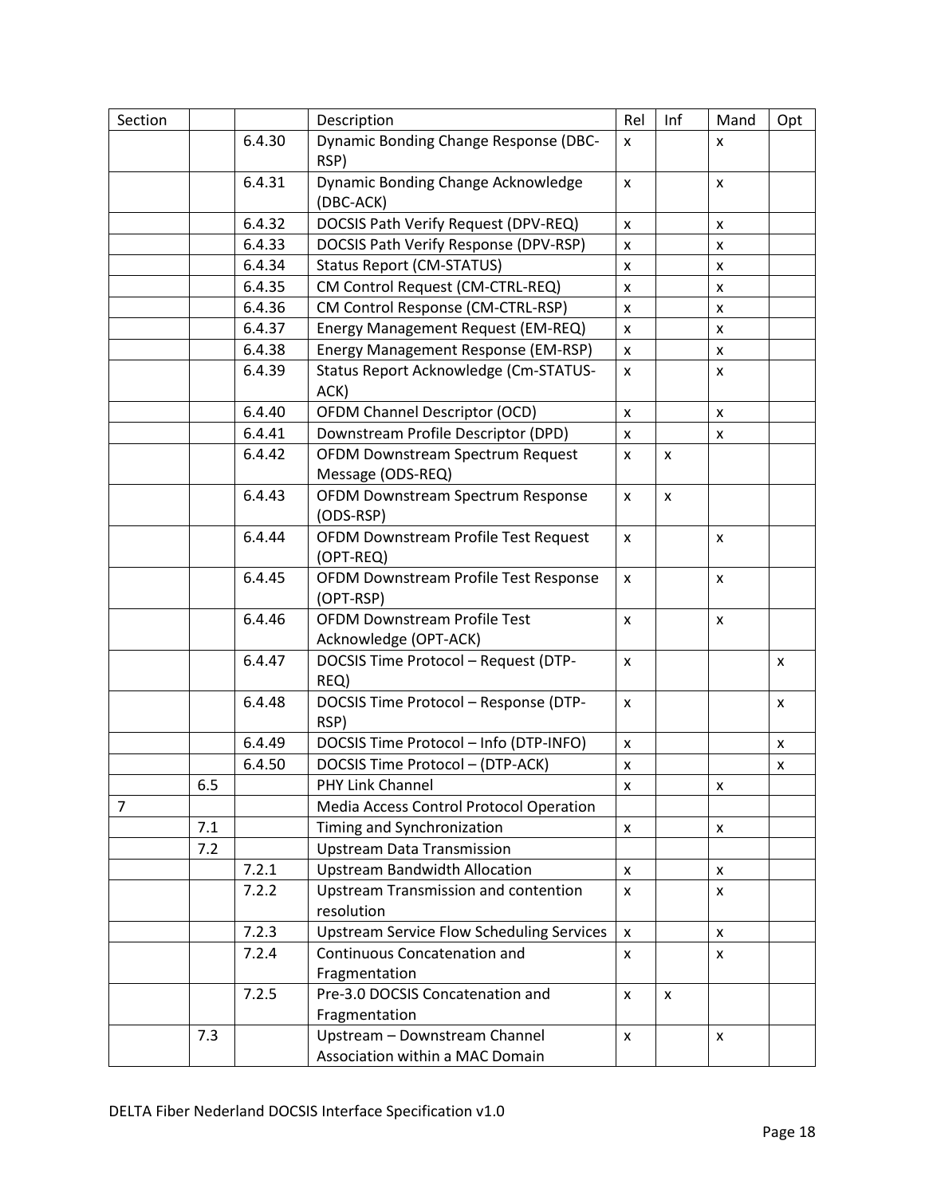| Section | | | Description | Rel | Inf | Mand | Opt |
|---|---|---|---|---|---|---|---|
| | | 6.4.30 | Dynamic Bonding Change Response (DBC-RSP) | x | | x | |
| | | 6.4.31 | Dynamic Bonding Change Acknowledge (DBC-ACK) | x | | x | |
| | | 6.4.32 | DOCSIS Path Verify Request (DPV-REQ) | x | | x | |
| | | 6.4.33 | DOCSIS Path Verify Response (DPV-RSP) | x | | x | |
| | | 6.4.34 | Status Report (CM-STATUS) | x | | x | |
| | | 6.4.35 | CM Control Request (CM-CTRL-REQ) | x | | x | |
| | | 6.4.36 | CM Control Response (CM-CTRL-RSP) | x | | x | |
| | | 6.4.37 | Energy Management Request (EM-REQ) | x | | x | |
| | | 6.4.38 | Energy Management Response (EM-RSP) | x | | x | |
| | | 6.4.39 | Status Report Acknowledge (Cm-STATUS-ACK) | x | | x | |
| | | 6.4.40 | OFDM Channel Descriptor (OCD) | x | | x | |
| | | 6.4.41 | Downstream Profile Descriptor (DPD) | x | | x | |
| | | 6.4.42 | OFDM Downstream Spectrum Request Message (ODS-REQ) | x | x | | |
| | | 6.4.43 | OFDM Downstream Spectrum Response (ODS-RSP) | x | x | | |
| | | 6.4.44 | OFDM Downstream Profile Test Request (OPT-REQ) | x | | x | |
| | | 6.4.45 | OFDM Downstream Profile Test Response (OPT-RSP) | x | | x | |
| | | 6.4.46 | OFDM Downstream Profile Test Acknowledge (OPT-ACK) | x | | x | |
| | | 6.4.47 | DOCSIS Time Protocol – Request (DTP-REQ) | x | | | x |
| | | 6.4.48 | DOCSIS Time Protocol – Response (DTP-RSP) | x | | | x |
| | | 6.4.49 | DOCSIS Time Protocol – Info (DTP-INFO) | x | | | x |
| | | 6.4.50 | DOCSIS Time Protocol – (DTP-ACK) | x | | | x |
| | 6.5 | | PHY Link Channel | x | | x | |
| 7 | | | Media Access Control Protocol Operation | | | | |
| | 7.1 | | Timing and Synchronization | x | | x | |
| | 7.2 | | Upstream Data Transmission | | | | |
| | | 7.2.1 | Upstream Bandwidth Allocation | x | | x | |
| | | 7.2.2 | Upstream Transmission and contention resolution | x | | x | |
| | | 7.2.3 | Upstream Service Flow Scheduling Services | x | | x | |
| | | 7.2.4 | Continuous Concatenation and Fragmentation | x | | x | |
| | | 7.2.5 | Pre-3.0 DOCSIS Concatenation and Fragmentation | x | x | | |
| | 7.3 | | Upstream – Downstream Channel Association within a MAC Domain | x | | x | |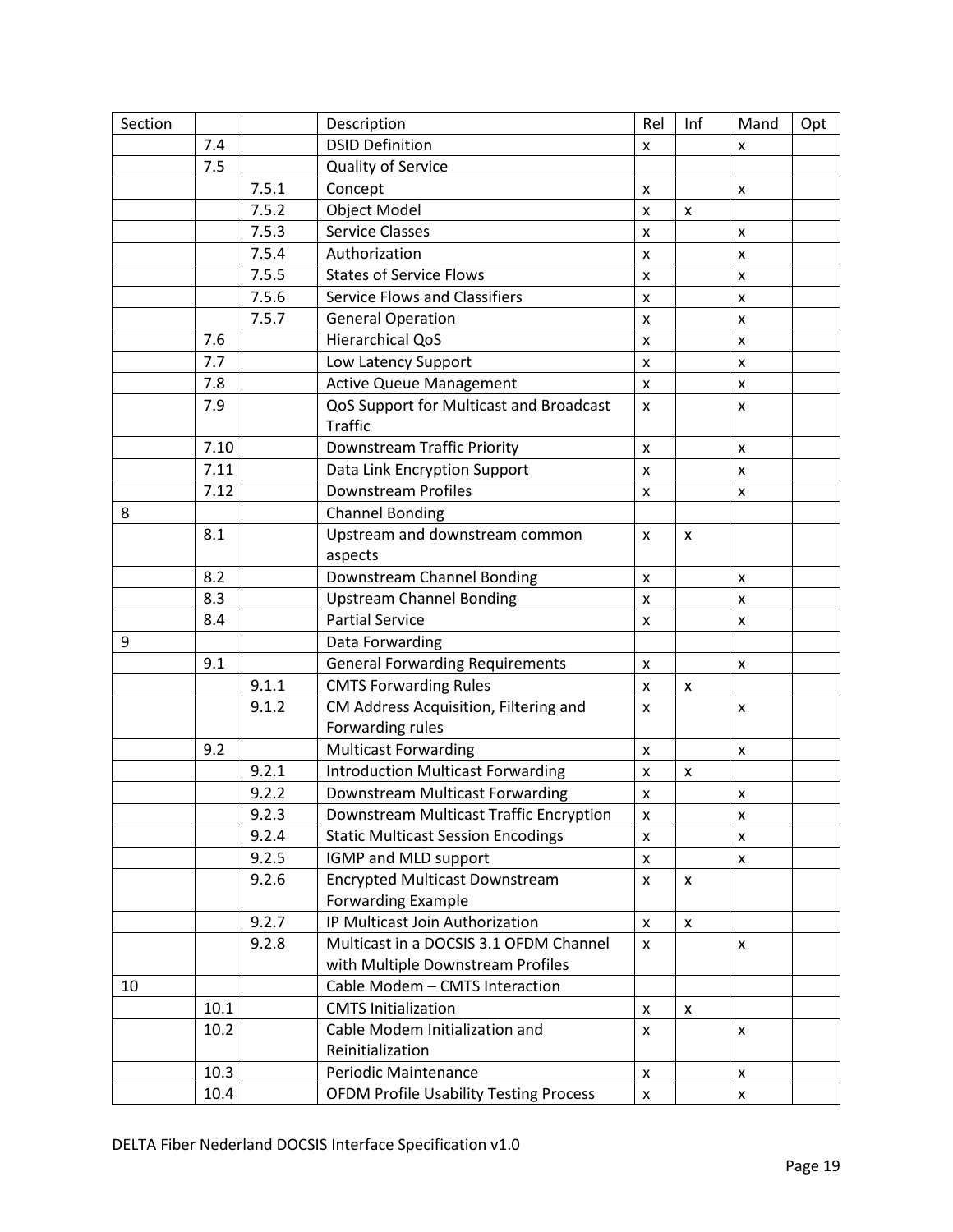| Section | | | Description | Rel | Inf | Mand | Opt |
|---|---|---|---|---|---|---|---|
| | 7.4 | | DSID Definition | x | | x | |
| | 7.5 | | Quality of Service | | | | |
| | | 7.5.1 | Concept | x | | x | |
| | | 7.5.2 | Object Model | x | x | | |
| | | 7.5.3 | Service Classes | x | | x | |
| | | 7.5.4 | Authorization | x | | x | |
| | | 7.5.5 | States of Service Flows | x | | x | |
| | | 7.5.6 | Service Flows and Classifiers | x | | x | |
| | | 7.5.7 | General Operation | x | | x | |
| | 7.6 | | Hierarchical QoS | x | | x | |
| | 7.7 | | Low Latency Support | x | | x | |
| | 7.8 | | Active Queue Management | x | | x | |
| | 7.9 | | QoS Support for Multicast and Broadcast Traffic | x | | x | |
| | 7.10 | | Downstream Traffic Priority | x | | x | |
| | 7.11 | | Data Link Encryption Support | x | | x | |
| | 7.12 | | Downstream Profiles | x | | x | |
| 8 | | | Channel Bonding | | | | |
| | 8.1 | | Upstream and downstream common aspects | x | x | | |
| | 8.2 | | Downstream Channel Bonding | x | | x | |
| | 8.3 | | Upstream Channel Bonding | x | | x | |
| | 8.4 | | Partial Service | x | | x | |
| 9 | | | Data Forwarding | | | | |
| | 9.1 | | General Forwarding Requirements | x | | x | |
| | | 9.1.1 | CMTS Forwarding Rules | x | x | | |
| | | 9.1.2 | CM Address Acquisition, Filtering and Forwarding rules | x | | x | |
| | 9.2 | | Multicast Forwarding | x | | x | |
| | | 9.2.1 | Introduction Multicast Forwarding | x | x | | |
| | | 9.2.2 | Downstream Multicast Forwarding | x | | x | |
| | | 9.2.3 | Downstream Multicast Traffic Encryption | x | | x | |
| | | 9.2.4 | Static Multicast Session Encodings | x | | x | |
| | | 9.2.5 | IGMP and MLD support | x | | x | |
| | | 9.2.6 | Encrypted Multicast Downstream Forwarding Example | x | x | | |
| | | 9.2.7 | IP Multicast Join Authorization | x | x | | |
| | | 9.2.8 | Multicast in a DOCSIS 3.1 OFDM Channel with Multiple Downstream Profiles | x | | x | |
| 10 | | | Cable Modem – CMTS Interaction | | | | |
| | 10.1 | | CMTS Initialization | x | x | | |
| | 10.2 | | Cable Modem Initialization and Reinitialization | x | | x | |
| | 10.3 | | Periodic Maintenance | x | | x | |
| | 10.4 | | OFDM Profile Usability Testing Process | x | | x | |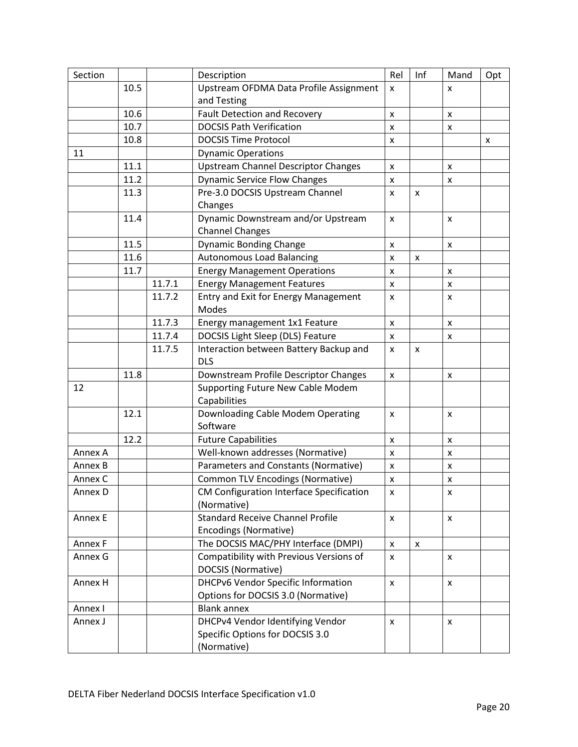| Section | | | Description | Rel | Inf | Mand | Opt |
|---|---|---|---|---|---|---|---|
| | 10.5 | | Upstream OFDMA Data Profile Assignment and Testing | x | | x | |
| | 10.6 | | Fault Detection and Recovery | x | | x | |
| | 10.7 | | DOCSIS Path Verification | x | | x | |
| | 10.8 | | DOCSIS Time Protocol | x | | | x |
| 11 | | | Dynamic Operations | | | | |
| | 11.1 | | Upstream Channel Descriptor Changes | x | | x | |
| | 11.2 | | Dynamic Service Flow Changes | x | | x | |
| | 11.3 | | Pre-3.0 DOCSIS Upstream Channel Changes | x | x | | |
| | 11.4 | | Dynamic Downstream and/or Upstream Channel Changes | x | | x | |
| | 11.5 | | Dynamic Bonding Change | x | | x | |
| | 11.6 | | Autonomous Load Balancing | x | x | | |
| | 11.7 | | Energy Management Operations | x | | x | |
| | | 11.7.1 | Energy Management Features | x | | x | |
| | | 11.7.2 | Entry and Exit for Energy Management Modes | x | | x | |
| | | 11.7.3 | Energy management 1x1 Feature | x | | x | |
| | | 11.7.4 | DOCSIS Light Sleep (DLS) Feature | x | | x | |
| | | 11.7.5 | Interaction between Battery Backup and DLS | x | x | | |
| | 11.8 | | Downstream Profile Descriptor Changes | x | | x | |
| 12 | | | Supporting Future New Cable Modem Capabilities | | | | |
| | 12.1 | | Downloading Cable Modem Operating Software | x | | x | |
| | 12.2 | | Future Capabilities | x | | x | |
| Annex A | | | Well-known addresses (Normative) | x | | x | |
| Annex B | | | Parameters and Constants (Normative) | x | | x | |
| Annex C | | | Common TLV Encodings (Normative) | x | | x | |
| Annex D | | | CM Configuration Interface Specification (Normative) | x | | x | |
| Annex E | | | Standard Receive Channel Profile Encodings (Normative) | x | | x | |
| Annex F | | | The DOCSIS MAC/PHY Interface (DMPI) | x | x | | |
| Annex G | | | Compatibility with Previous Versions of DOCSIS (Normative) | x | | x | |
| Annex H | | | DHCPv6 Vendor Specific Information Options for DOCSIS 3.0 (Normative) | x | | x | |
| Annex I | | | Blank annex | | | | |
| Annex J | | | DHCPv4 Vendor Identifying Vendor Specific Options for DOCSIS 3.0 (Normative) | x | | x | |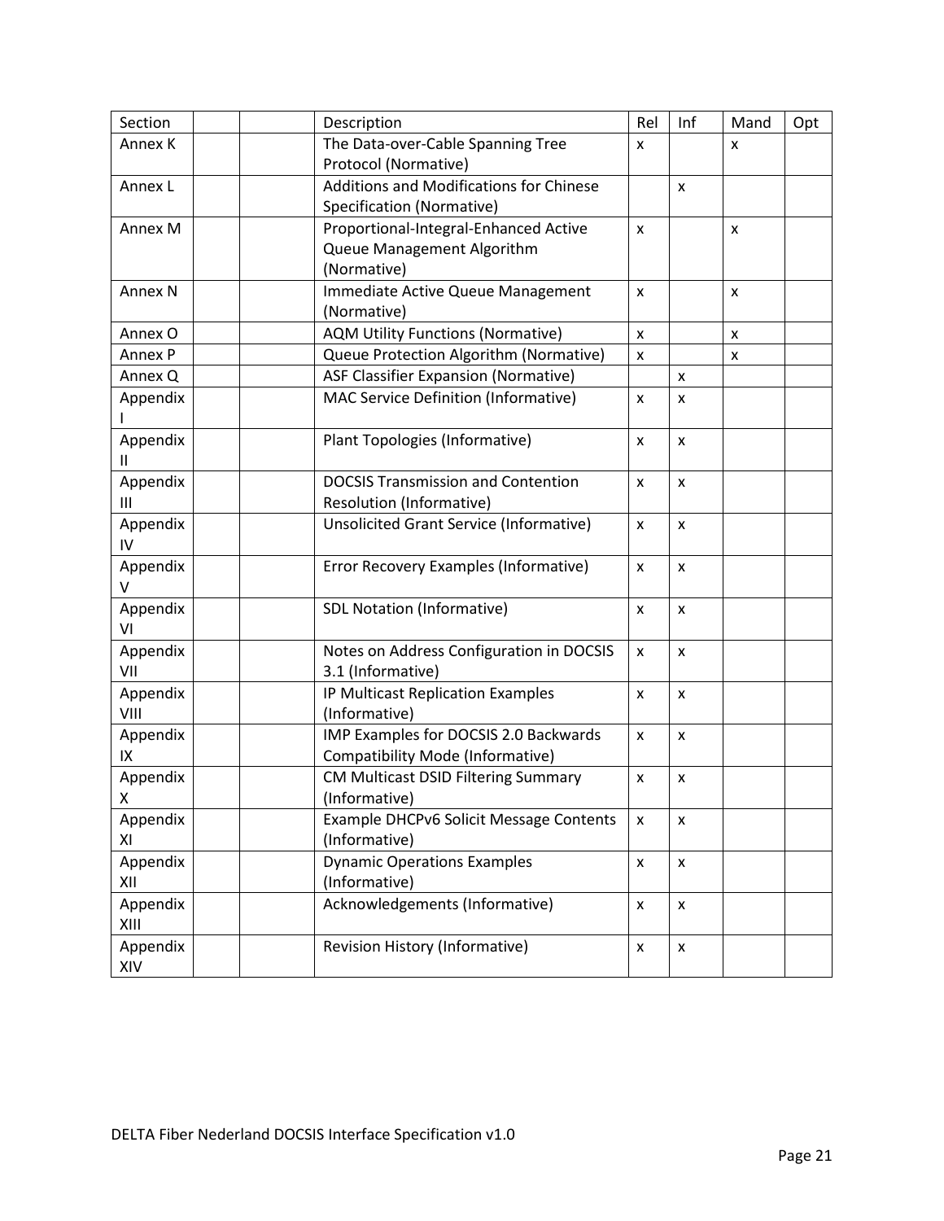| Section | | | Description | Rel | Inf | Mand | Opt |
|---|---|---|---|---|---|---|---|
| Annex K | | | The Data-over-Cable Spanning Tree Protocol (Normative) | x | | x | |
| Annex L | | | Additions and Modifications for Chinese Specification (Normative) | | x | | |
| Annex M | | | Proportional-Integral-Enhanced Active Queue Management Algorithm (Normative) | x | | x | |
| Annex N | | | Immediate Active Queue Management (Normative) | x | | x | |
| Annex O | | | AQM Utility Functions (Normative) | x | | x | |
| Annex P | | | Queue Protection Algorithm (Normative) | x | | x | |
| Annex Q | | | ASF Classifier Expansion (Normative) | | x | | |
| Appendix I | | | MAC Service Definition (Informative) | x | x | | |
| Appendix II | | | Plant Topologies (Informative) | x | x | | |
| Appendix III | | | DOCSIS Transmission and Contention Resolution (Informative) | x | x | | |
| Appendix IV | | | Unsolicited Grant Service (Informative) | x | x | | |
| Appendix V | | | Error Recovery Examples (Informative) | x | x | | |
| Appendix VI | | | SDL Notation (Informative) | x | x | | |
| Appendix VII | | | Notes on Address Configuration in DOCSIS 3.1 (Informative) | x | x | | |
| Appendix VIII | | | IP Multicast Replication Examples (Informative) | x | x | | |
| Appendix IX | | | IMP Examples for DOCSIS 2.0 Backwards Compatibility Mode (Informative) | x | x | | |
| Appendix X | | | CM Multicast DSID Filtering Summary (Informative) | x | x | | |
| Appendix XI | | | Example DHCPv6 Solicit Message Contents (Informative) | x | x | | |
| Appendix XII | | | Dynamic Operations Examples (Informative) | x | x | | |
| Appendix XIII | | | Acknowledgements (Informative) | x | x | | |
| Appendix XIV | | | Revision History (Informative) | x | x | | |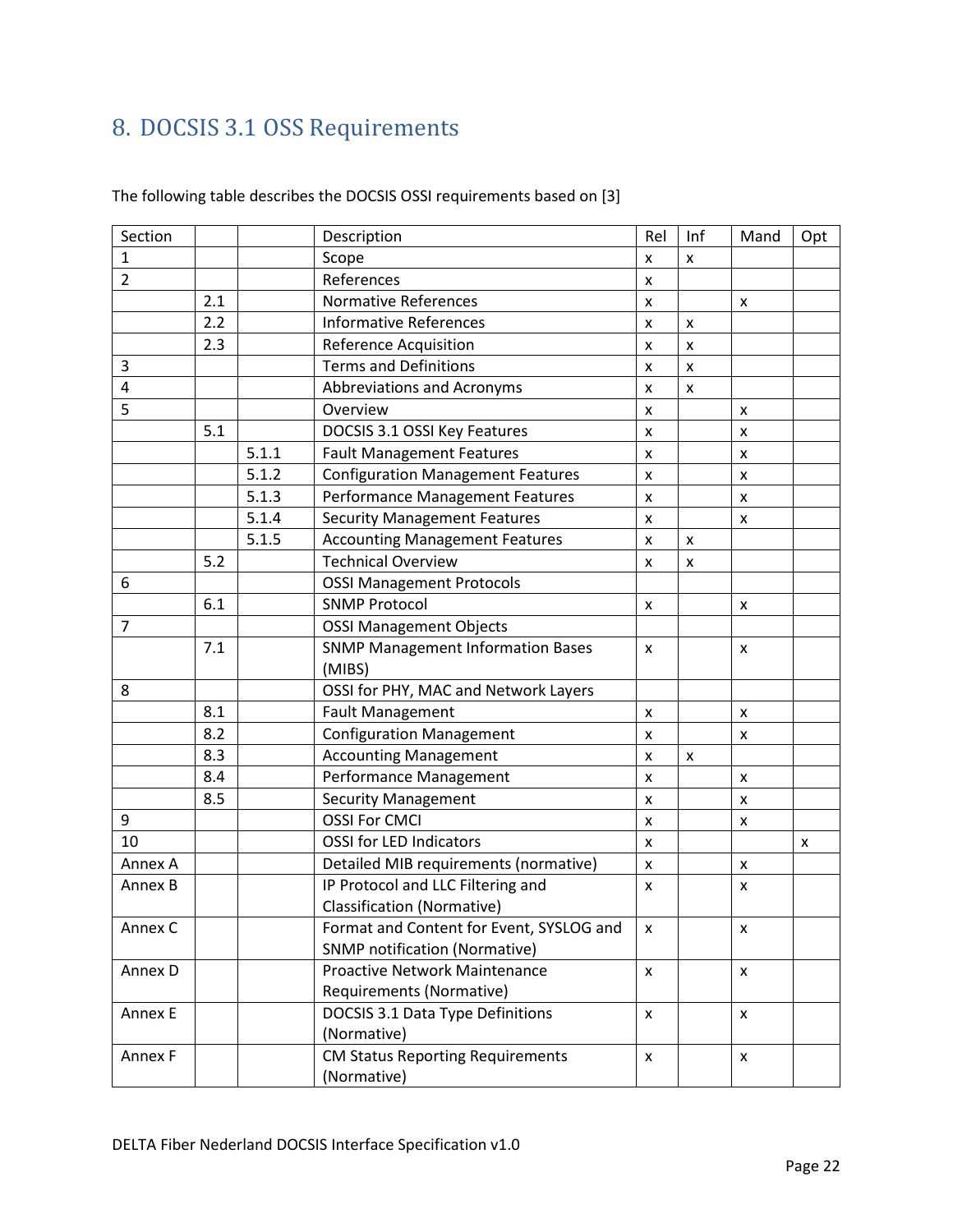# 8. DOCSIS 3.1 OSS Requirements

The following table describes the DOCSIS OSSI requirements based on [3]

| Section | | | Description | Rel | Inf | Mand | Opt |
|---|---|---|---|---|---|---|---|
| 1 | | | Scope | x | x | | |
| 2 | | | References | x | | | |
| | 2.1 | | Normative References | x | | x | |
| | 2.2 | | Informative References | x | x | | |
| | 2.3 | | Reference Acquisition | x | x | | |
| 3 | | | Terms and Definitions | x | x | | |
| 4 | | | Abbreviations and Acronyms | x | x | | |
| 5 | | | Overview | x | | x | |
| | 5.1 | | DOCSIS 3.1 OSSI Key Features | x | | x | |
| | | 5.1.1 | Fault Management Features | x | | x | |
| | | 5.1.2 | Configuration Management Features | x | | x | |
| | | 5.1.3 | Performance Management Features | x | | x | |
| | | 5.1.4 | Security Management Features | x | | x | |
| | | 5.1.5 | Accounting Management Features | x | x | | |
| | 5.2 | | Technical Overview | x | x | | |
| 6 | | | OSSI Management Protocols | | | | |
| | 6.1 | | SNMP Protocol | x | | x | |
| 7 | | | OSSI Management Objects | | | | |
| | 7.1 | | SNMP Management Information Bases (MIBS) | x | | x | |
| 8 | | | OSSI for PHY, MAC and Network Layers | | | | |
| | 8.1 | | Fault Management | x | | x | |
| | 8.2 | | Configuration Management | x | | x | |
| | 8.3 | | Accounting Management | x | x | | |
| | 8.4 | | Performance Management | x | | x | |
| | 8.5 | | Security Management | x | | x | |
| 9 | | | OSSI For CMCI | x | | x | |
| 10 | | | OSSI for LED Indicators | x | | | x |
| Annex A | | | Detailed MIB requirements (normative) | x | | x | |
| Annex B | | | IP Protocol and LLC Filtering and Classification (Normative) | x | | x | |
| Annex C | | | Format and Content for Event, SYSLOG and SNMP notification (Normative) | x | | x | |
| Annex D | | | Proactive Network Maintenance Requirements (Normative) | x | | x | |
| Annex E | | | DOCSIS 3.1 Data Type Definitions (Normative) | x | | x | |
| Annex F | | | CM Status Reporting Requirements (Normative) | x | | x | |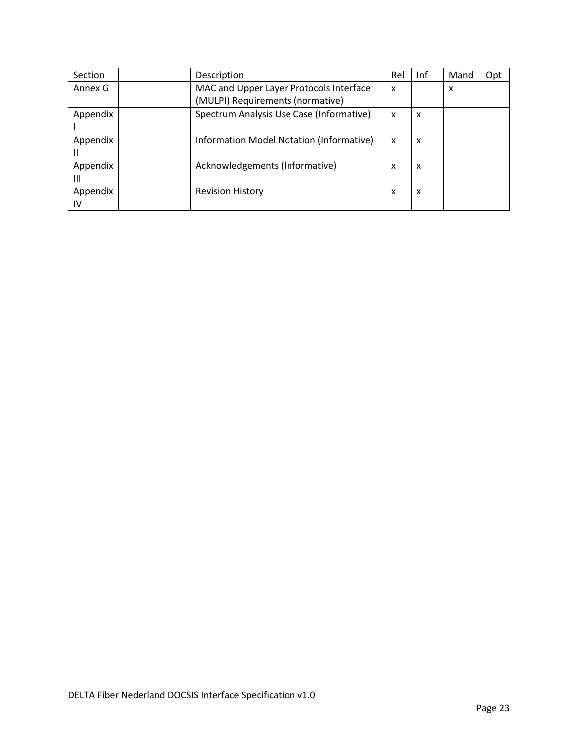| Section | | | Description | Rel | Inf | Mand | Opt |
|---|---|---|---|---|---|---|---|
| Annex G | | | MAC and Upper Layer Protocols Interface (MULPI) Requirements (normative) | x | | x | |
| Appendix I | | | Spectrum Analysis Use Case (Informative) | x | x | | |
| Appendix II | | | Information Model Notation (Informative) | x | x | | |
| Appendix III | | | Acknowledgements (Informative) | x | x | | |
| Appendix IV | | | Revision History | x | x | | |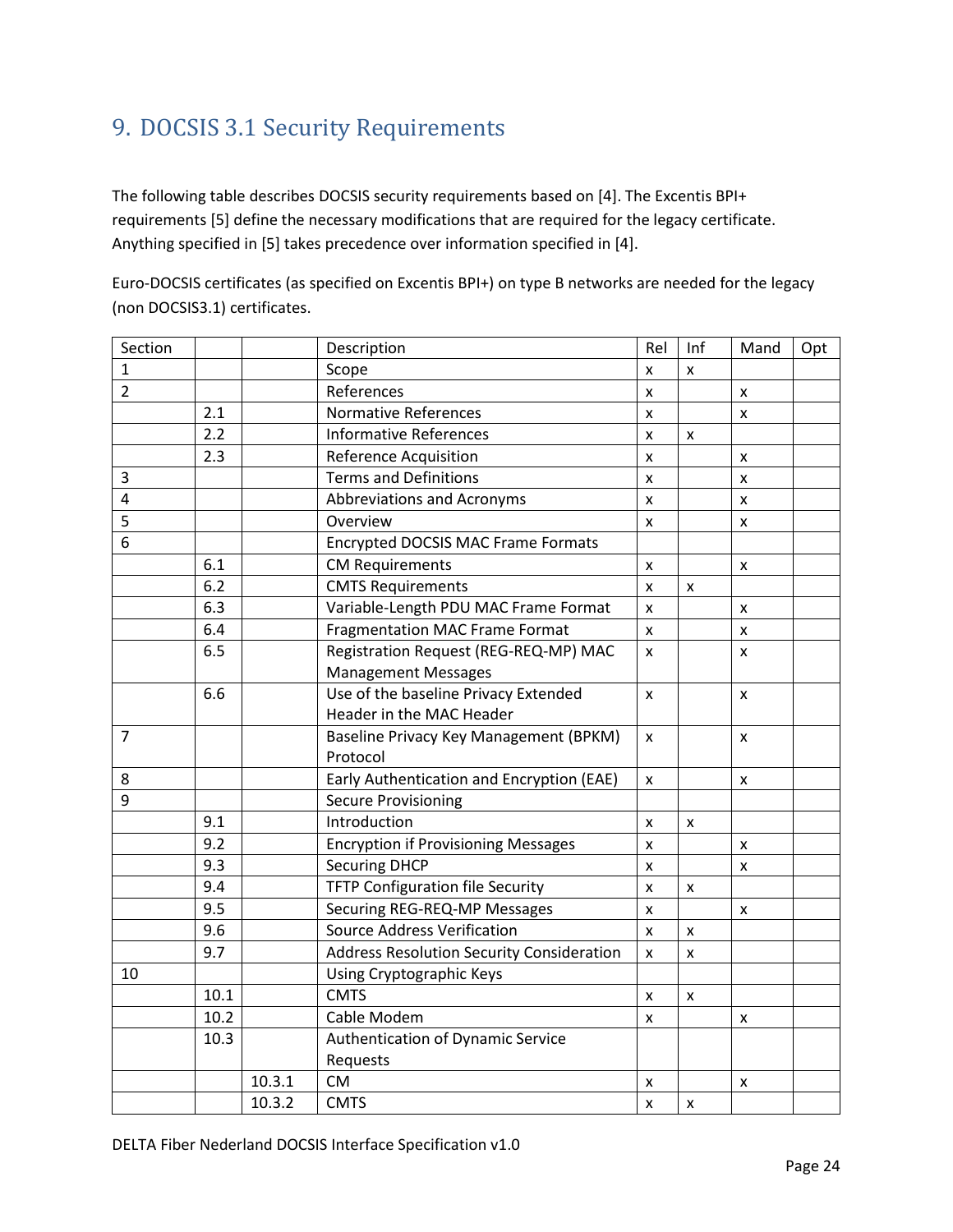# 9. DOCSIS 3.1 Security Requirements

The following table describes DOCSIS security requirements based on [4]. The Excentis BPI+ requirements [5] define the necessary modifications that are required for the legacy certificate. Anything specified in [5] takes precedence over information specified in [4].

Euro-DOCSIS certificates (as specified on Excentis BPI+) on type B networks are needed for the legacy (non DOCSIS3.1) certificates.

| Section | | | Description | Rel | Inf | Mand | Opt |
|---|---|---|---|---|---|---|---|
| 1 | | | Scope | x | x | | |
| 2 | | | References | x | | x | |
| | 2.1 | | Normative References | x | | x | |
| | 2.2 | | Informative References | x | x | | |
| | 2.3 | | Reference Acquisition | x | | x | |
| 3 | | | Terms and Definitions | x | | x | |
| 4 | | | Abbreviations and Acronyms | x | | x | |
| 5 | | | Overview | x | | x | |
| 6 | | | Encrypted DOCSIS MAC Frame Formats | | | | |
| | 6.1 | | CM Requirements | x | | x | |
| | 6.2 | | CMTS Requirements | x | x | | |
| | 6.3 | | Variable-Length PDU MAC Frame Format | x | | x | |
| | 6.4 | | Fragmentation MAC Frame Format | x | | x | |
| | 6.5 | | Registration Request (REG-REQ-MP) MAC Management Messages | x | | x | |
| | 6.6 | | Use of the baseline Privacy Extended Header in the MAC Header | x | | x | |
| 7 | | | Baseline Privacy Key Management (BPKM) Protocol | x | | x | |
| 8 | | | Early Authentication and Encryption (EAE) | x | | x | |
| 9 | | | Secure Provisioning | | | | |
| | 9.1 | | Introduction | x | x | | |
| | 9.2 | | Encryption if Provisioning Messages | x | | x | |
| | 9.3 | | Securing DHCP | x | | x | |
| | 9.4 | | TFTP Configuration file Security | x | x | | |
| | 9.5 | | Securing REG-REQ-MP Messages | x | | x | |
| | 9.6 | | Source Address Verification | x | x | | |
| | 9.7 | | Address Resolution Security Consideration | x | x | | |
| 10 | | | Using Cryptographic Keys | | | | |
| | 10.1 | | CMTS | x | x | | |
| | 10.2 | | Cable Modem | x | | x | |
| | 10.3 | | Authentication of Dynamic Service Requests | | | | |
| | | 10.3.1 | CM | x | | x | |
| | | 10.3.2 | CMTS | x | x | | |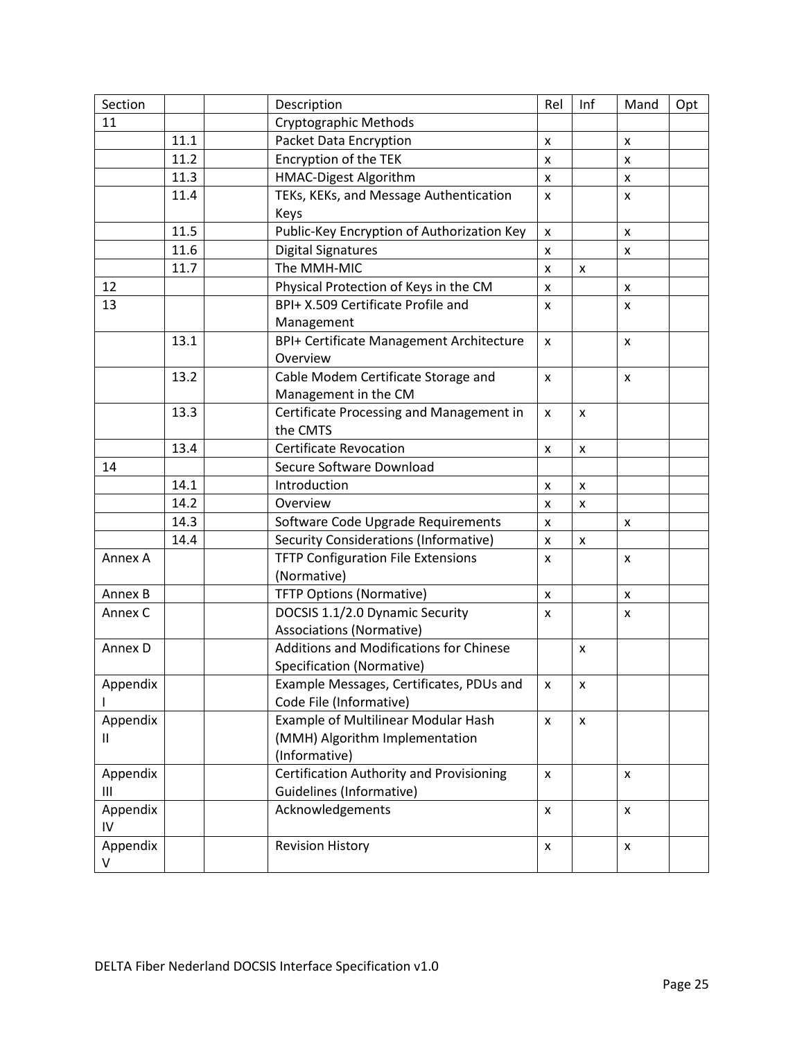| Section | | | Description | Rel | Inf | Mand | Opt |
|---|---|---|---|---|---|---|---|
| 11 | | | Cryptographic Methods | | | | |
| | 11.1 | | Packet Data Encryption | x | | x | |
| | 11.2 | | Encryption of the TEK | x | | x | |
| | 11.3 | | HMAC-Digest Algorithm | x | | x | |
| | 11.4 | | TEKs, KEKs, and Message Authentication Keys | x | | x | |
| | 11.5 | | Public-Key Encryption of Authorization Key | x | | x | |
| | 11.6 | | Digital Signatures | x | | x | |
| | 11.7 | | The MMH-MIC | x | x | | |
| 12 | | | Physical Protection of Keys in the CM | x | | x | |
| 13 | | | BPI+ X.509 Certificate Profile and Management | x | | x | |
| | 13.1 | | BPI+ Certificate Management Architecture Overview | x | | x | |
| | 13.2 | | Cable Modem Certificate Storage and Management in the CM | x | | x | |
| | 13.3 | | Certificate Processing and Management in the CMTS | x | x | | |
| | 13.4 | | Certificate Revocation | x | x | | |
| 14 | | | Secure Software Download | | | | |
| | 14.1 | | Introduction | x | x | | |
| | 14.2 | | Overview | x | x | | |
| | 14.3 | | Software Code Upgrade Requirements | x | | x | |
| | 14.4 | | Security Considerations (Informative) | x | x | | |
| Annex A | | | TFTP Configuration File Extensions (Normative) | x | | x | |
| Annex B | | | TFTP Options (Normative) | x | | x | |
| Annex C | | | DOCSIS 1.1/2.0 Dynamic Security Associations (Normative) | x | | x | |
| Annex D | | | Additions and Modifications for Chinese Specification (Normative) | | x | | |
| Appendix I | | | Example Messages, Certificates, PDUs and Code File (Informative) | x | x | | |
| Appendix II | | | Example of Multilinear Modular Hash (MMH) Algorithm Implementation (Informative) | x | x | | |
| Appendix III | | | Certification Authority and Provisioning Guidelines (Informative) | x | | x | |
| Appendix IV | | | Acknowledgements | x | | x | |
| Appendix V | | | Revision History | x | | x | |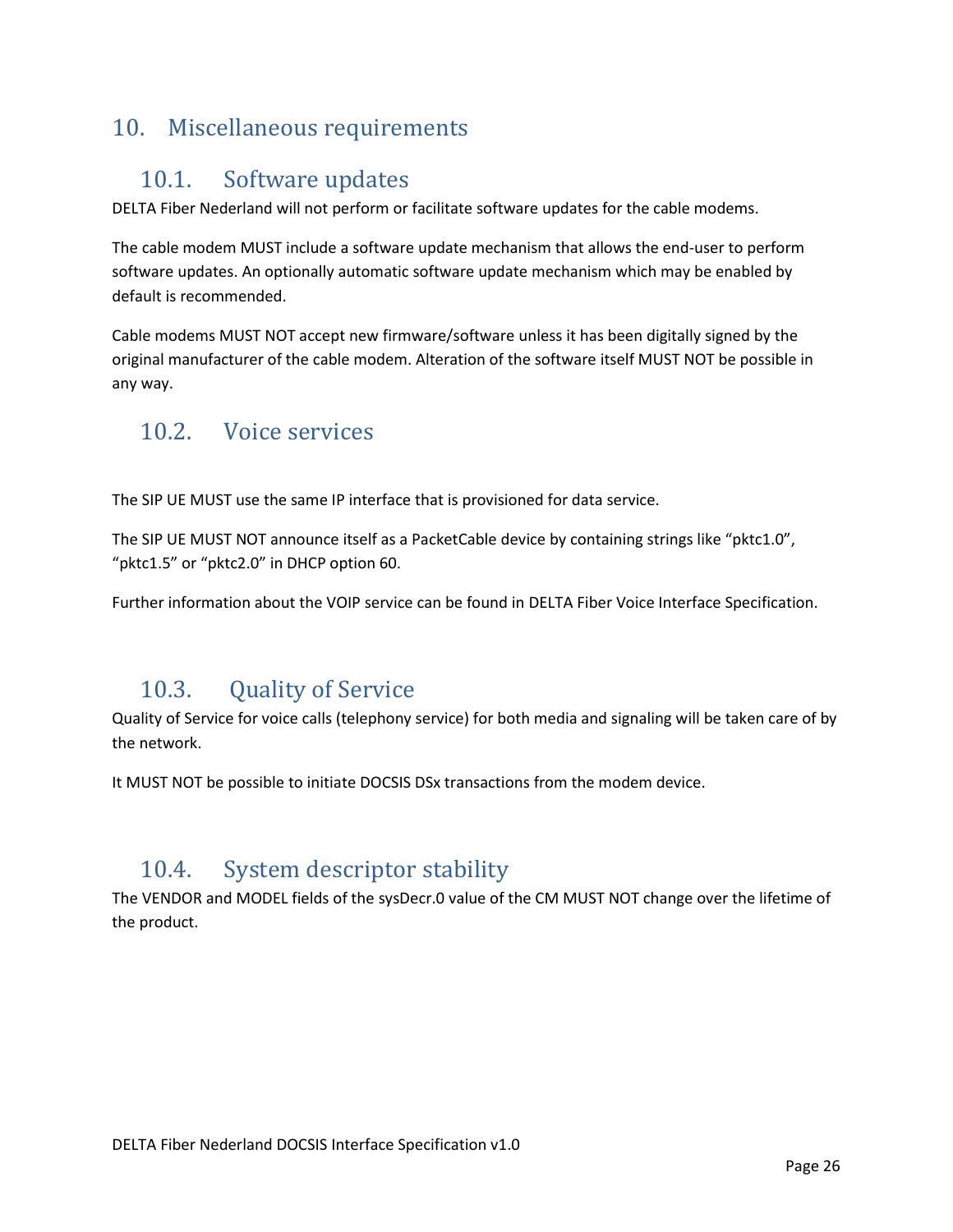# 10. Miscellaneous requirements

## 10.1. Software updates

DELTA Fiber Nederland will not perform or facilitate software updates for the cable modems.

The cable modem MUST include a software update mechanism that allows the end-user to perform software updates. An optionally automatic software update mechanism which may be enabled by default is recommended.

Cable modems MUST NOT accept new firmware/software unless it has been digitally signed by the original manufacturer of the cable modem. Alteration of the software itself MUST NOT be possible in any way.

## 10.2. Voice services

The SIP UE MUST use the same IP interface that is provisioned for data service.

The SIP UE MUST NOT announce itself as a PacketCable device by containing strings like “pktc1.0”, “pktc1.5” or “pktc2.0” in DHCP option 60.

Further information about the VOIP service can be found in DELTA Fiber Voice Interface Specification.

## 10.3. Quality of Service

Quality of Service for voice calls (telephony service) for both media and signaling will be taken care of by the network.

It MUST NOT be possible to initiate DOCSIS DSx transactions from the modem device.

## 10.4. System descriptor stability

The VENDOR and MODEL fields of the sysDecr.0 value of the CM MUST NOT change over the lifetime of the product.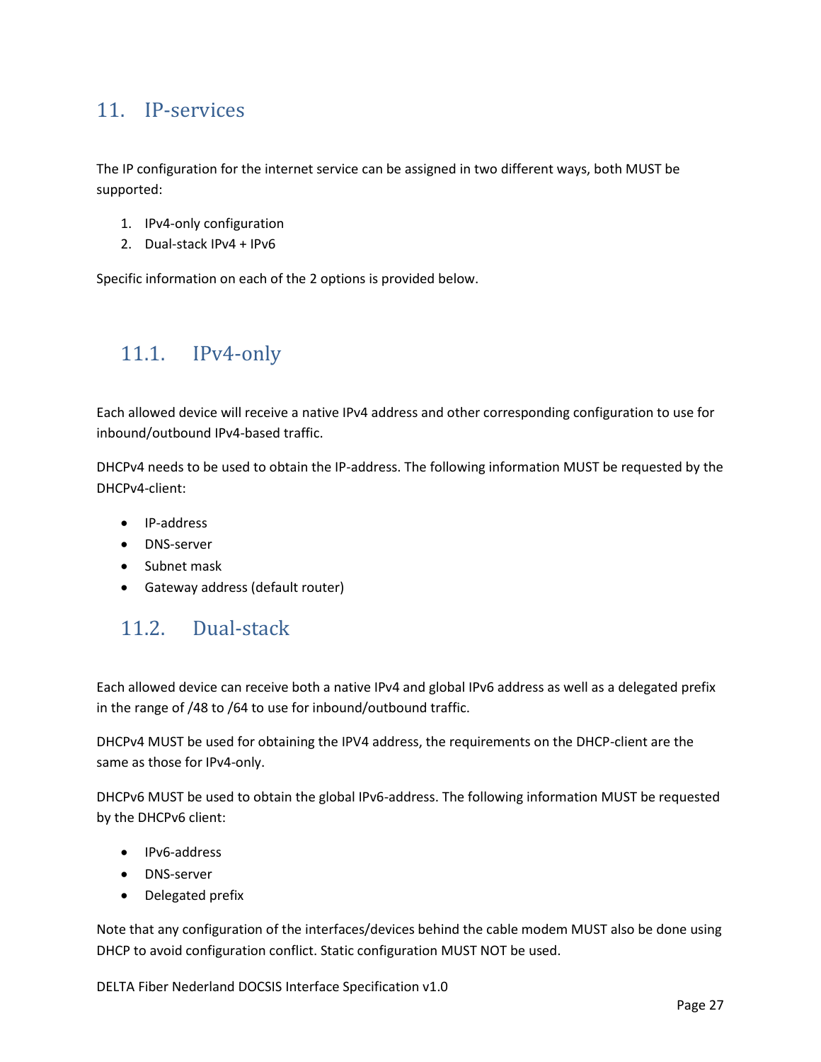# 11. IP-services

The IP configuration for the internet service can be assigned in two different ways, both MUST be supported:

1. IPv4-only configuration
2. Dual-stack IPv4 + IPv6

Specific information on each of the 2 options is provided below.

## 11.1. IPv4-only

Each allowed device will receive a native IPv4 address and other corresponding configuration to use for inbound/outbound IPv4-based traffic.

DHCPv4 needs to be used to obtain the IP-address. The following information MUST be requested by the DHCPv4-client:

- IP-address
- DNS-server
- Subnet mask
- Gateway address (default router)

## 11.2. Dual-stack

Each allowed device can receive both a native IPv4 and global IPv6 address as well as a delegated prefix in the range of /48 to /64 to use for inbound/outbound traffic.

DHCPv4 MUST be used for obtaining the IPV4 address, the requirements on the DHCP-client are the same as those for IPv4-only.

DHCPv6 MUST be used to obtain the global IPv6-address. The following information MUST be requested by the DHCPv6 client:

- IPv6-address
- DNS-server
- Delegated prefix

Note that any configuration of the interfaces/devices behind the cable modem MUST also be done using DHCP to avoid configuration conflict. Static configuration MUST NOT be used.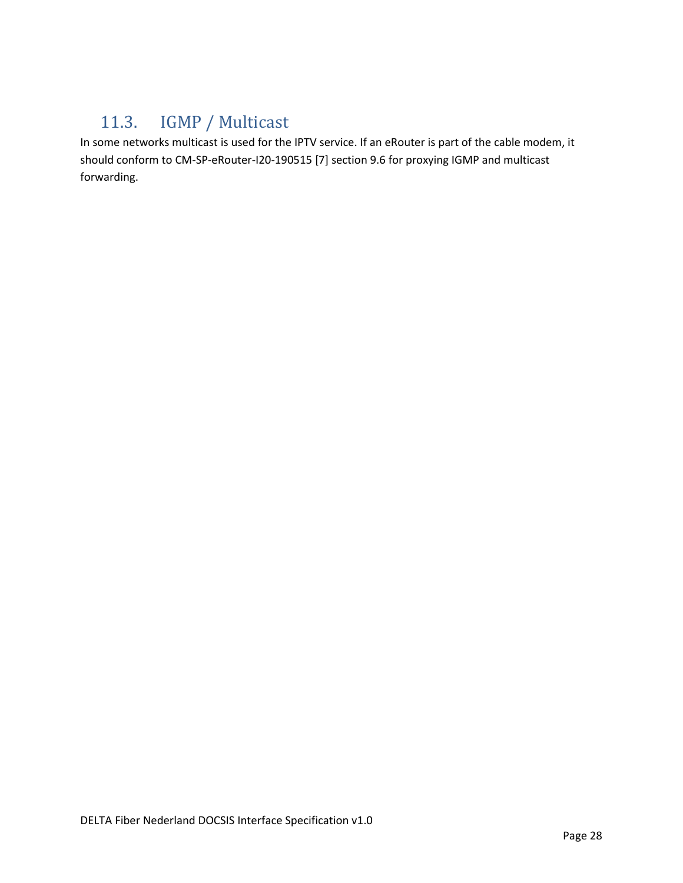## 11.3. IGMP / Multicast

In some networks multicast is used for the IPTV service. If an eRouter is part of the cable modem, it should conform to CM-SP-eRouter-I20-190515 [7] section 9.6 for proxying IGMP and multicast forwarding.